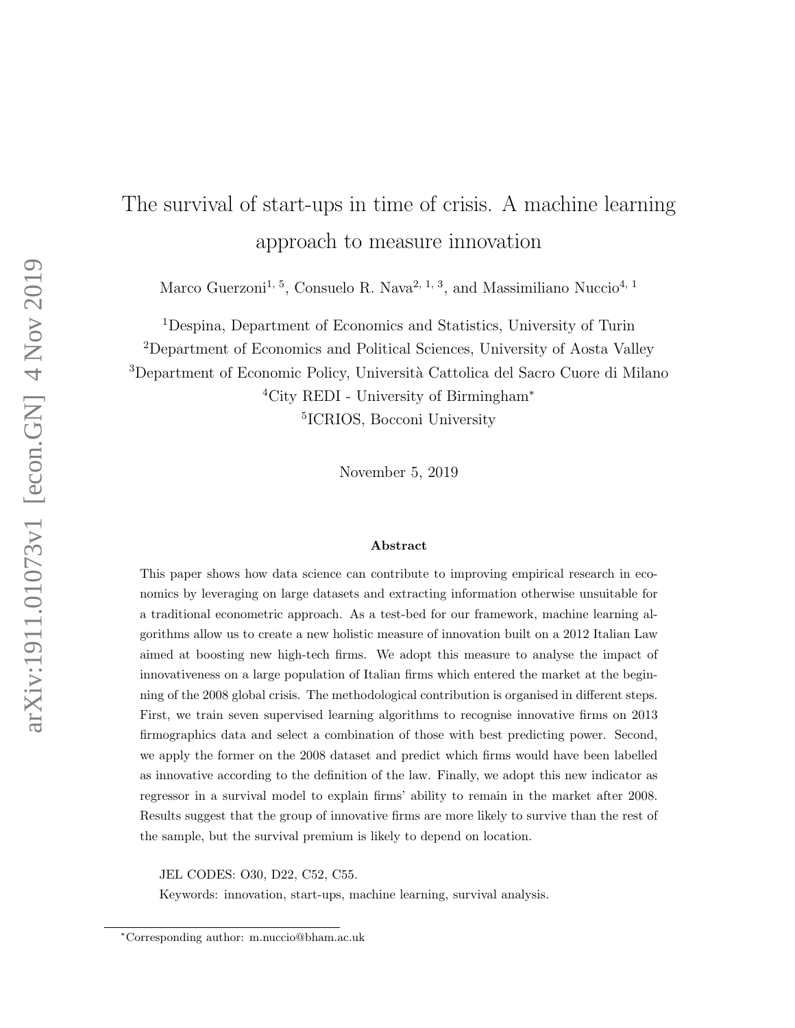# The survival of start-ups in time of crisis. A machine learning approach to measure innovation

Marco Guerzoni[1, 5], Consuelo R. Nava[2, 1, 3], and Massimiliano Nuccio[4, 1]

[1]Despina, Department of Economics and Statistics, University of Turin

[2]Department of Economics and Political Sciences, University of Aosta Valley

[3]Department of Economic Policy, Università Cattolica del Sacro Cuore di Milano

[4]City REDI - University of Birmingham*

[5]ICRIOS, Bocconi University

November 5, 2019

## Abstract

This paper shows how data science can contribute to improving empirical research in economics by leveraging on large datasets and extracting information otherwise unsuitable for a traditional econometric approach. As a test-bed for our framework, machine learning algorithms allow us to create a new holistic measure of innovation built on a 2012 Italian Law aimed at boosting new high-tech firms. We adopt this measure to analyse the impact of innovativeness on a large population of Italian firms which entered the market at the beginning of the 2008 global crisis. The methodological contribution is organised in different steps. First, we train seven supervised learning algorithms to recognise innovative firms on 2013 firmographics data and select a combination of those with best predicting power. Second, we apply the former on the 2008 dataset and predict which firms would have been labelled as innovative according to the definition of the law. Finally, we adopt this new indicator as regressor in a survival model to explain firms' ability to remain in the market after 2008. Results suggest that the group of innovative firms are more likely to survive than the rest of the sample, but the survival premium is likely to depend on location.

JEL CODES: O30, D22, C52, C55.

Keywords: innovation, start-ups, machine learning, survival analysis.

*Corresponding author: m.nuccio@bham.ac.uk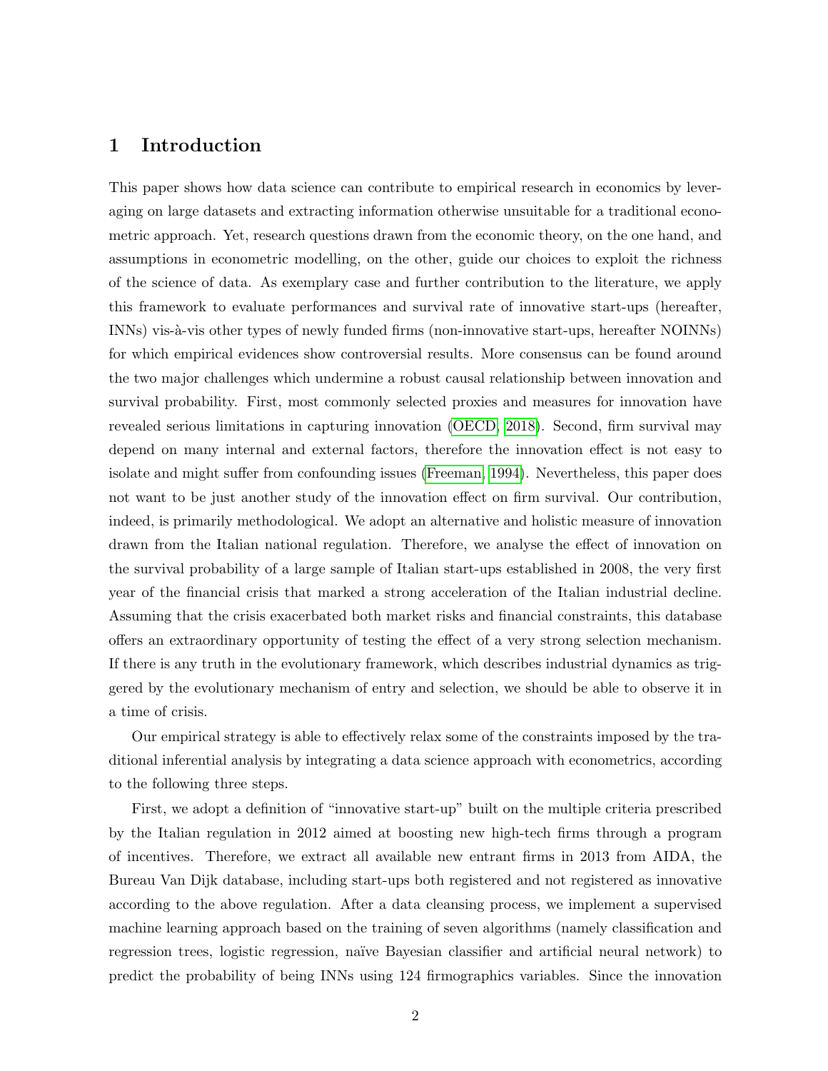# 1 Introduction

This paper shows how data science can contribute to empirical research in economics by leveraging on large datasets and extracting information otherwise unsuitable for a traditional econometric approach. Yet, research questions drawn from the economic theory, on the one hand, and assumptions in econometric modelling, on the other, guide our choices to exploit the richness of the science of data. As exemplary case and further contribution to the literature, we apply this framework to evaluate performances and survival rate of innovative start-ups (hereafter, INNs) vis-à-vis other types of newly funded firms (non-innovative start-ups, hereafter NOINNs) for which empirical evidences show controversial results. More consensus can be found around the two major challenges which undermine a robust causal relationship between innovation and survival probability. First, most commonly selected proxies and measures for innovation have revealed serious limitations in capturing innovation (OECD, 2018). Second, firm survival may depend on many internal and external factors, therefore the innovation effect is not easy to isolate and might suffer from confounding issues (Freeman, 1994). Nevertheless, this paper does not want to be just another study of the innovation effect on firm survival. Our contribution, indeed, is primarily methodological. We adopt an alternative and holistic measure of innovation drawn from the Italian national regulation. Therefore, we analyse the effect of innovation on the survival probability of a large sample of Italian start-ups established in 2008, the very first year of the financial crisis that marked a strong acceleration of the Italian industrial decline. Assuming that the crisis exacerbated both market risks and financial constraints, this database offers an extraordinary opportunity of testing the effect of a very strong selection mechanism. If there is any truth in the evolutionary framework, which describes industrial dynamics as triggered by the evolutionary mechanism of entry and selection, we should be able to observe it in a time of crisis.

Our empirical strategy is able to effectively relax some of the constraints imposed by the traditional inferential analysis by integrating a data science approach with econometrics, according to the following three steps.

First, we adopt a definition of "innovative start-up" built on the multiple criteria prescribed by the Italian regulation in 2012 aimed at boosting new high-tech firms through a program of incentives. Therefore, we extract all available new entrant firms in 2013 from AIDA, the Bureau Van Dijk database, including start-ups both registered and not registered as innovative according to the above regulation. After a data cleansing process, we implement a supervised machine learning approach based on the training of seven algorithms (namely classification and regression trees, logistic regression, naïve Bayesian classifier and artificial neural network) to predict the probability of being INNs using 124 firmographics variables. Since the innovation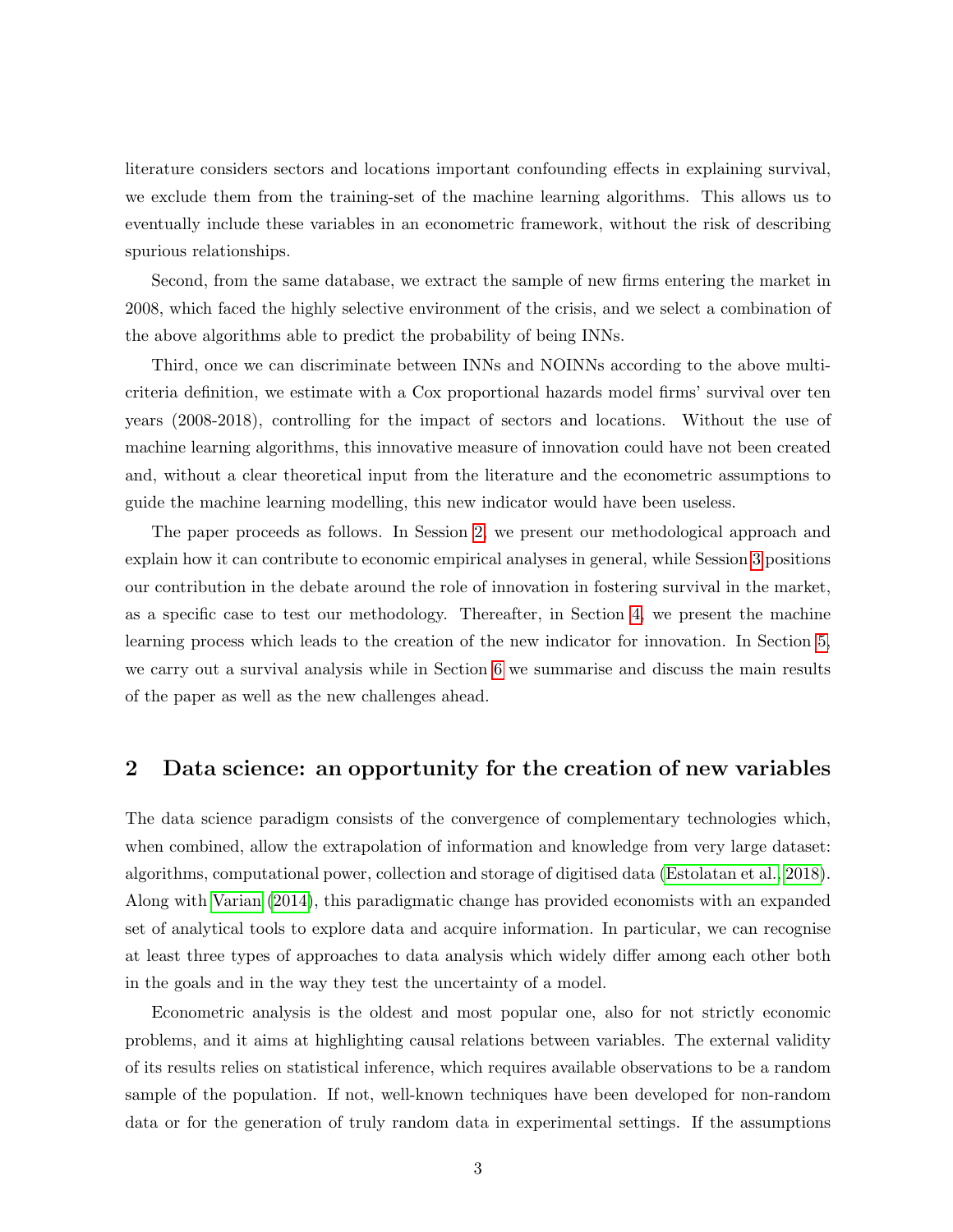literature considers sectors and locations important confounding effects in explaining survival, we exclude them from the training-set of the machine learning algorithms. This allows us to eventually include these variables in an econometric framework, without the risk of describing spurious relationships.

Second, from the same database, we extract the sample of new firms entering the market in 2008, which faced the highly selective environment of the crisis, and we select a combination of the above algorithms able to predict the probability of being INNs.

Third, once we can discriminate between INNs and NOINNs according to the above multi-criteria definition, we estimate with a Cox proportional hazards model firms' survival over ten years (2008-2018), controlling for the impact of sectors and locations. Without the use of machine learning algorithms, this innovative measure of innovation could have not been created and, without a clear theoretical input from the literature and the econometric assumptions to guide the machine learning modelling, this new indicator would have been useless.

The paper proceeds as follows. In Session 2, we present our methodological approach and explain how it can contribute to economic empirical analyses in general, while Session 3 positions our contribution in the debate around the role of innovation in fostering survival in the market, as a specific case to test our methodology. Thereafter, in Section 4, we present the machine learning process which leads to the creation of the new indicator for innovation. In Section 5, we carry out a survival analysis while in Section 6 we summarise and discuss the main results of the paper as well as the new challenges ahead.

## 2 Data science: an opportunity for the creation of new variables

The data science paradigm consists of the convergence of complementary technologies which, when combined, allow the extrapolation of information and knowledge from very large dataset: algorithms, computational power, collection and storage of digitised data (Estolatan et al., 2018). Along with Varian (2014), this paradigmatic change has provided economists with an expanded set of analytical tools to explore data and acquire information. In particular, we can recognise at least three types of approaches to data analysis which widely differ among each other both in the goals and in the way they test the uncertainty of a model.

Econometric analysis is the oldest and most popular one, also for not strictly economic problems, and it aims at highlighting causal relations between variables. The external validity of its results relies on statistical inference, which requires available observations to be a random sample of the population. If not, well-known techniques have been developed for non-random data or for the generation of truly random data in experimental settings. If the assumptions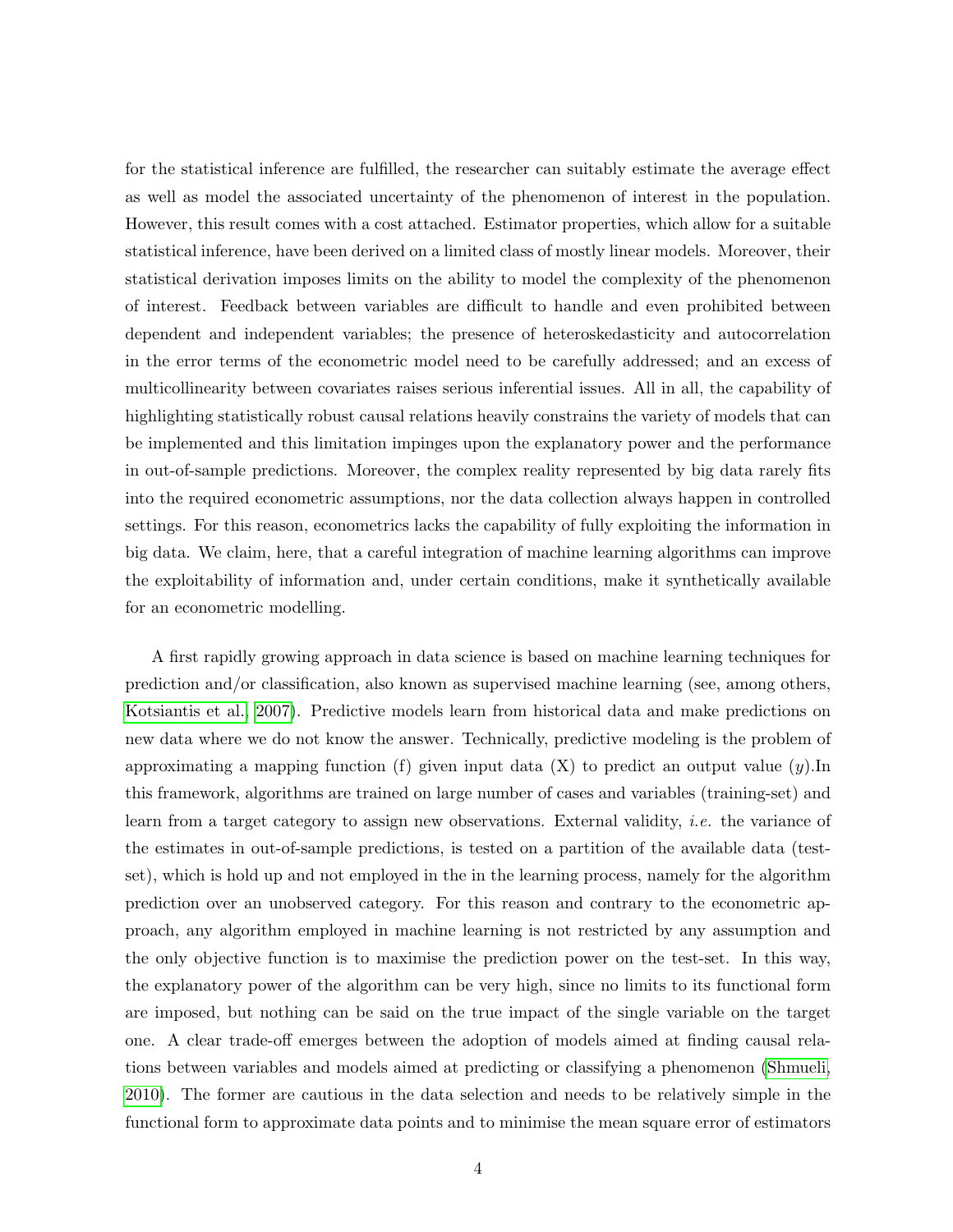for the statistical inference are fulfilled, the researcher can suitably estimate the average effect as well as model the associated uncertainty of the phenomenon of interest in the population. However, this result comes with a cost attached. Estimator properties, which allow for a suitable statistical inference, have been derived on a limited class of mostly linear models. Moreover, their statistical derivation imposes limits on the ability to model the complexity of the phenomenon of interest. Feedback between variables are difficult to handle and even prohibited between dependent and independent variables; the presence of heteroskedasticity and autocorrelation in the error terms of the econometric model need to be carefully addressed; and an excess of multicollinearity between covariates raises serious inferential issues. All in all, the capability of highlighting statistically robust causal relations heavily constrains the variety of models that can be implemented and this limitation impinges upon the explanatory power and the performance in out-of-sample predictions. Moreover, the complex reality represented by big data rarely fits into the required econometric assumptions, nor the data collection always happen in controlled settings. For this reason, econometrics lacks the capability of fully exploiting the information in big data. We claim, here, that a careful integration of machine learning algorithms can improve the exploitability of information and, under certain conditions, make it synthetically available for an econometric modelling.

A first rapidly growing approach in data science is based on machine learning techniques for prediction and/or classification, also known as supervised machine learning (see, among others, Kotsiantis et al., 2007). Predictive models learn from historical data and make predictions on new data where we do not know the answer. Technically, predictive modeling is the problem of approximating a mapping function (f) given input data (X) to predict an output value ($y$).In this framework, algorithms are trained on large number of cases and variables (training-set) and learn from a target category to assign new observations. External validity, *i.e.* the variance of the estimates in out-of-sample predictions, is tested on a partition of the available data (test-set), which is hold up and not employed in the in the learning process, namely for the algorithm prediction over an unobserved category. For this reason and contrary to the econometric approach, any algorithm employed in machine learning is not restricted by any assumption and the only objective function is to maximise the prediction power on the test-set. In this way, the explanatory power of the algorithm can be very high, since no limits to its functional form are imposed, but nothing can be said on the true impact of the single variable on the target one. A clear trade-off emerges between the adoption of models aimed at finding causal relations between variables and models aimed at predicting or classifying a phenomenon (Shmueli, 2010). The former are cautious in the data selection and needs to be relatively simple in the functional form to approximate data points and to minimise the mean square error of estimators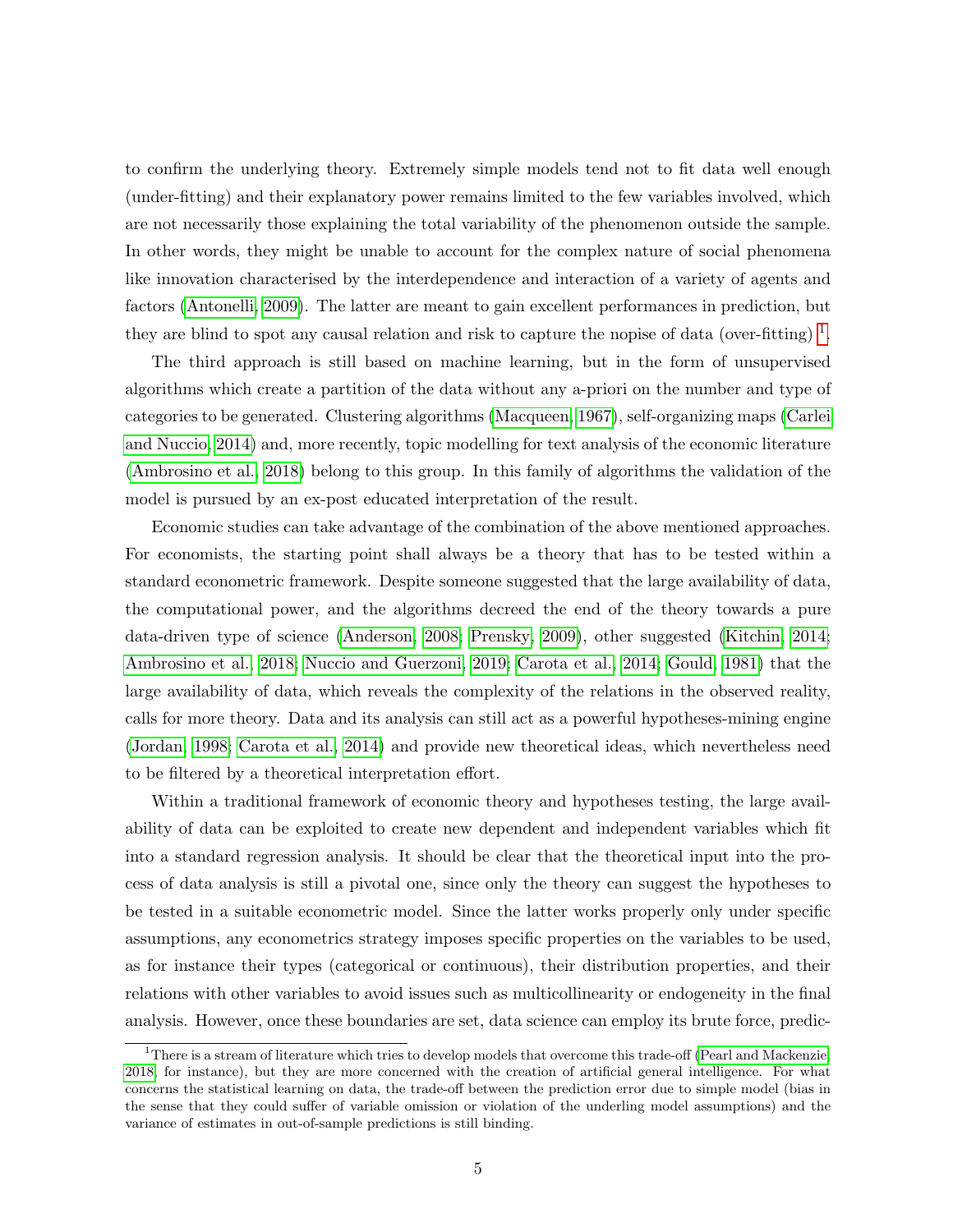to confirm the underlying theory. Extremely simple models tend not to fit data well enough (under-fitting) and their explanatory power remains limited to the few variables involved, which are not necessarily those explaining the total variability of the phenomenon outside the sample. In other words, they might be unable to account for the complex nature of social phenomena like innovation characterised by the interdependence and interaction of a variety of agents and factors (Antonelli, 2009). The latter are meant to gain excellent performances in prediction, but they are blind to spot any causal relation and risk to capture the nopise of data (over-fitting) [1].

The third approach is still based on machine learning, but in the form of unsupervised algorithms which create a partition of the data without any a-priori on the number and type of categories to be generated. Clustering algorithms (Macqueen, 1967), self-organizing maps (Carlei and Nuccio, 2014) and, more recently, topic modelling for text analysis of the economic literature (Ambrosino et al., 2018) belong to this group. In this family of algorithms the validation of the model is pursued by an ex-post educated interpretation of the result.

Economic studies can take advantage of the combination of the above mentioned approaches. For economists, the starting point shall always be a theory that has to be tested within a standard econometric framework. Despite someone suggested that the large availability of data, the computational power, and the algorithms decreed the end of the theory towards a pure data-driven type of science (Anderson, 2008; Prensky, 2009), other suggested (Kitchin, 2014; Ambrosino et al., 2018; Nuccio and Guerzoni, 2019; Carota et al., 2014; Gould, 1981) that the large availability of data, which reveals the complexity of the relations in the observed reality, calls for more theory. Data and its analysis can still act as a powerful hypotheses-mining engine (Jordan, 1998; Carota et al., 2014) and provide new theoretical ideas, which nevertheless need to be filtered by a theoretical interpretation effort.

Within a traditional framework of economic theory and hypotheses testing, the large availability of data can be exploited to create new dependent and independent variables which fit into a standard regression analysis. It should be clear that the theoretical input into the process of data analysis is still a pivotal one, since only the theory can suggest the hypotheses to be tested in a suitable econometric model. Since the latter works properly only under specific assumptions, any econometrics strategy imposes specific properties on the variables to be used, as for instance their types (categorical or continuous), their distribution properties, and their relations with other variables to avoid issues such as multicollinearity or endogeneity in the final analysis. However, once these boundaries are set, data science can employ its brute force, predic-

[1] There is a stream of literature which tries to develop models that overcome this trade-off (Pearl and Mackenzie, 2018, for instance), but they are more concerned with the creation of artificial general intelligence. For what concerns the statistical learning on data, the trade-off between the prediction error due to simple model (bias in the sense that they could suffer of variable omission or violation of the underling model assumptions) and the variance of estimates in out-of-sample predictions is still binding.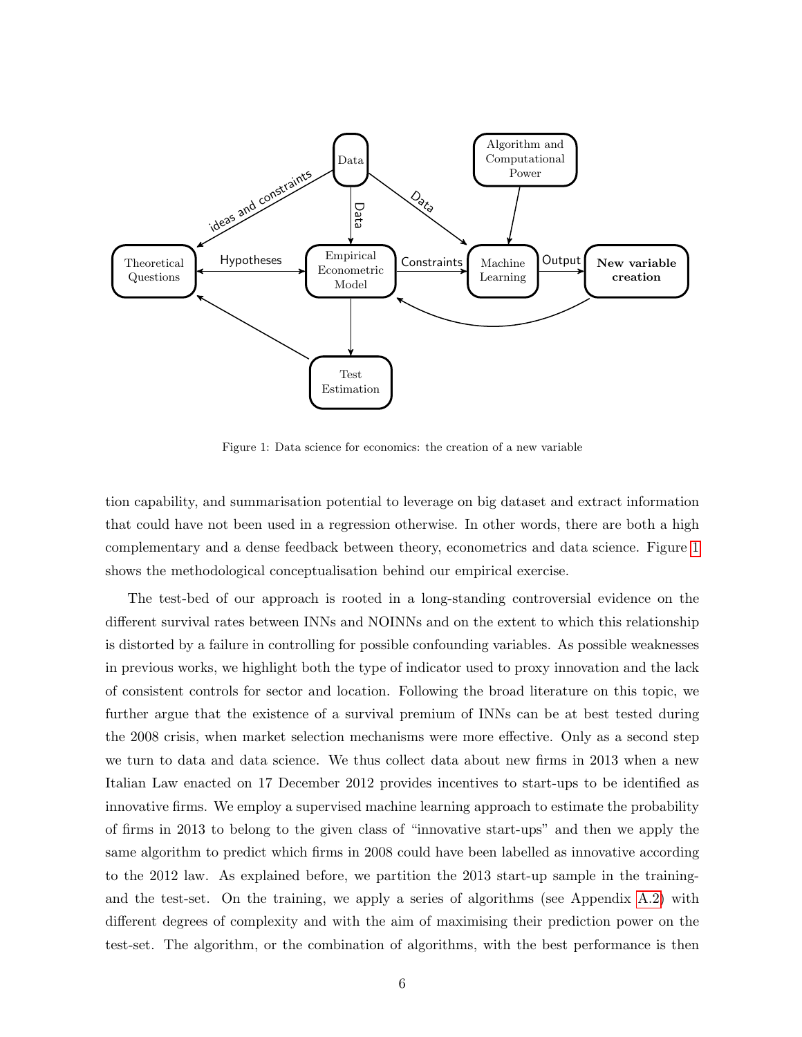Figure 1: Data science for economics: the creation of a new variable

tion capability, and summarisation potential to leverage on big dataset and extract information that could have not been used in a regression otherwise. In other words, there are both a high complementary and a dense feedback between theory, econometrics and data science. Figure 1 shows the methodological conceptualisation behind our empirical exercise.

The test-bed of our approach is rooted in a long-standing controversial evidence on the different survival rates between INNs and NOINNs and on the extent to which this relationship is distorted by a failure in controlling for possible confounding variables. As possible weaknesses in previous works, we highlight both the type of indicator used to proxy innovation and the lack of consistent controls for sector and location. Following the broad literature on this topic, we further argue that the existence of a survival premium of INNs can be at best tested during the 2008 crisis, when market selection mechanisms were more effective. Only as a second step we turn to data and data science. We thus collect data about new firms in 2013 when a new Italian Law enacted on 17 December 2012 provides incentives to start-ups to be identified as innovative firms. We employ a supervised machine learning approach to estimate the probability of firms in 2013 to belong to the given class of "innovative start-ups" and then we apply the same algorithm to predict which firms in 2008 could have been labelled as innovative according to the 2012 law. As explained before, we partition the 2013 start-up sample in the training- and the test-set. On the training, we apply a series of algorithms (see Appendix A.2) with different degrees of complexity and with the aim of maximising their prediction power on the test-set. The algorithm, or the combination of algorithms, with the best performance is then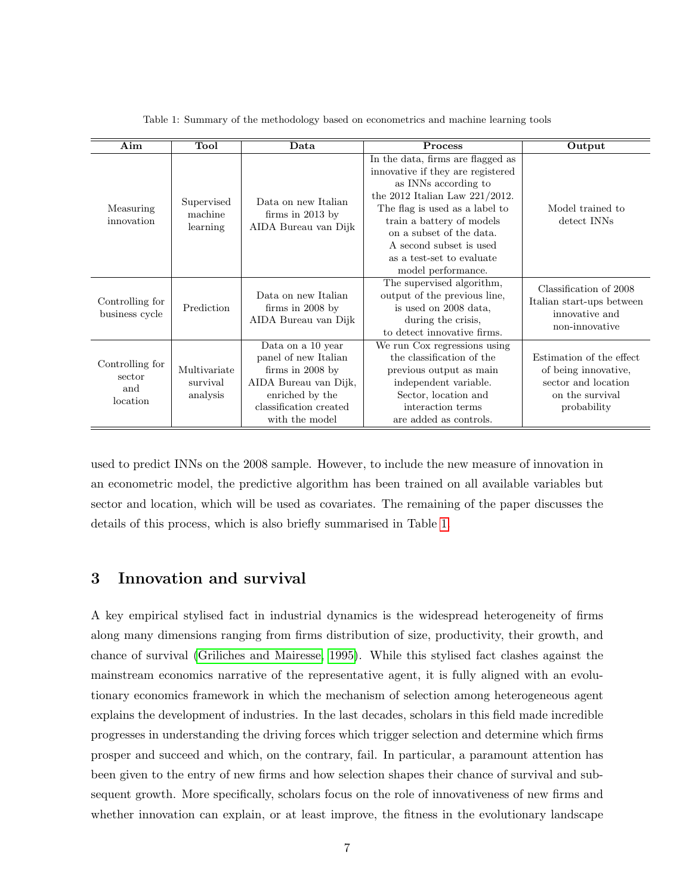Table 1: Summary of the methodology based on econometrics and machine learning tools

| Aim | Tool | Data | Process | Output |
|---|---|---|---|---|
| Measuring innovation | Supervised machine learning | Data on new Italian firms in 2013 by AIDA Bureau van Dijk | In the data, firms are flagged as innovative if they are registered as INNs according to the 2012 Italian Law 221/2012. The flag is used as a label to train a battery of models on a subset of the data. A second subset is used as a test-set to evaluate model performance. | Model trained to detect INNs |
| Controlling for business cycle | Prediction | Data on new Italian firms in 2008 by AIDA Bureau van Dijk | The supervised algorithm, output of the previous line, is used on 2008 data, during the crisis, to detect innovative firms. | Classification of 2008 Italian start-ups between innovative and non-innovative |
| Controlling for sector and location | Multivariate survival analysis | Data on a 10 year panel of new Italian firms in 2008 by AIDA Bureau van Dijk, enriched by the classification created with the model | We run Cox regressions using the classification of the previous output as main independent variable. Sector, location and interaction terms are added as controls. | Estimation of the effect of being innovative, sector and location on the survival probability |

used to predict INNs on the 2008 sample. However, to include the new measure of innovation in an econometric model, the predictive algorithm has been trained on all available variables but sector and location, which will be used as covariates. The remaining of the paper discusses the details of this process, which is also briefly summarised in Table 1.

## 3 Innovation and survival

A key empirical stylised fact in industrial dynamics is the widespread heterogeneity of firms along many dimensions ranging from firms distribution of size, productivity, their growth, and chance of survival (Griliches and Mairesse, 1995). While this stylised fact clashes against the mainstream economics narrative of the representative agent, it is fully aligned with an evolutionary economics framework in which the mechanism of selection among heterogeneous agent explains the development of industries. In the last decades, scholars in this field made incredible progresses in understanding the driving forces which trigger selection and determine which firms prosper and succeed and which, on the contrary, fail. In particular, a paramount attention has been given to the entry of new firms and how selection shapes their chance of survival and subsequent growth. More specifically, scholars focus on the role of innovativeness of new firms and whether innovation can explain, or at least improve, the fitness in the evolutionary landscape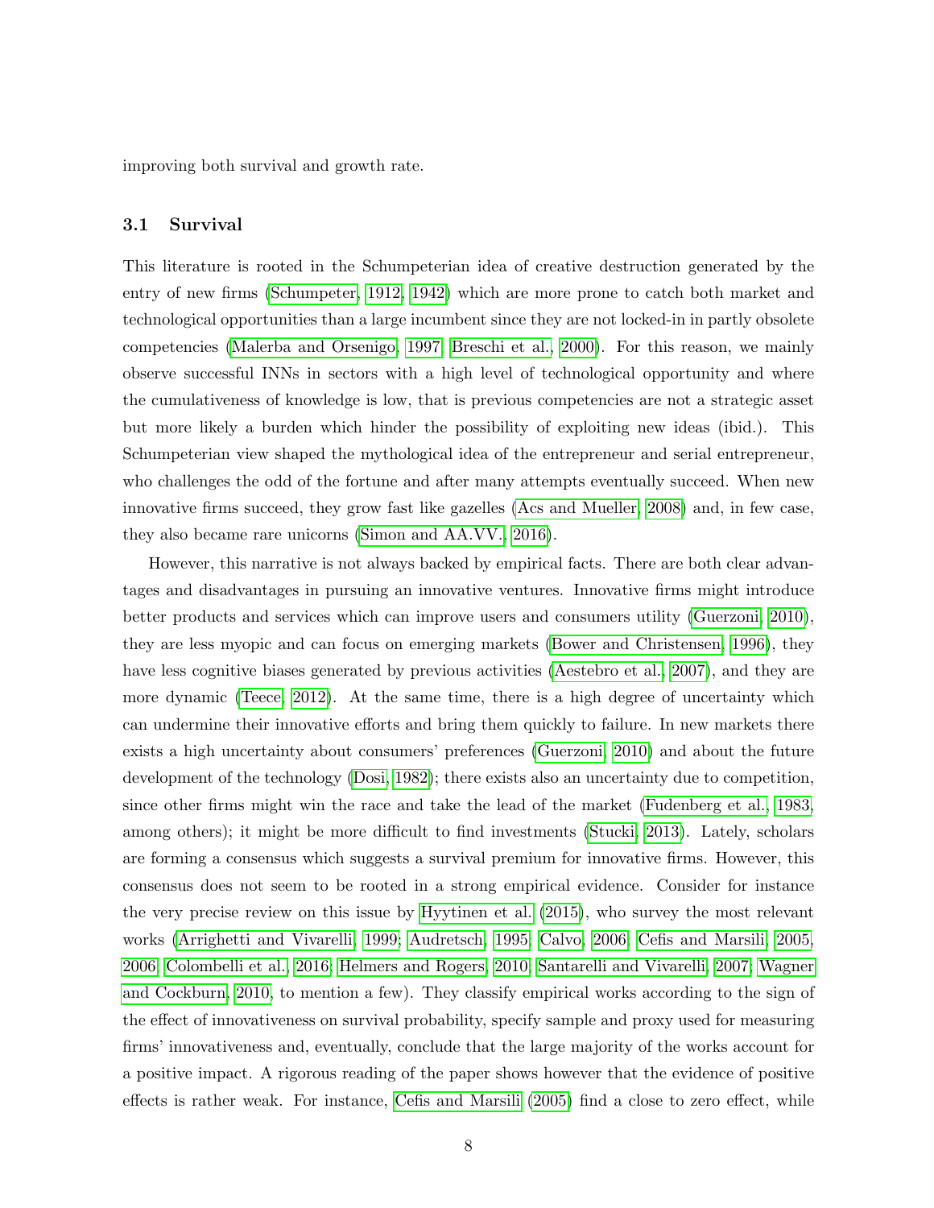improving both survival and growth rate.

### 3.1 Survival

This literature is rooted in the Schumpeterian idea of creative destruction generated by the entry of new firms (Schumpeter, 1912, 1942) which are more prone to catch both market and technological opportunities than a large incumbent since they are not locked-in in partly obsolete competencies (Malerba and Orsenigo, 1997; Breschi et al., 2000). For this reason, we mainly observe successful INNs in sectors with a high level of technological opportunity and where the cumulativeness of knowledge is low, that is previous competencies are not a strategic asset but more likely a burden which hinder the possibility of exploiting new ideas (ibid.). This Schumpeterian view shaped the mythological idea of the entrepreneur and serial entrepreneur, who challenges the odd of the fortune and after many attempts eventually succeed. When new innovative firms succeed, they grow fast like gazelles (Acs and Mueller, 2008) and, in few case, they also became rare unicorns (Simon and AA.VV., 2016).

However, this narrative is not always backed by empirical facts. There are both clear advantages and disadvantages in pursuing an innovative ventures. Innovative firms might introduce better products and services which can improve users and consumers utility (Guerzoni, 2010), they are less myopic and can focus on emerging markets (Bower and Christensen, 1996), they have less cognitive biases generated by previous activities (Aestebro et al., 2007), and they are more dynamic (Teece, 2012). At the same time, there is a high degree of uncertainty which can undermine their innovative efforts and bring them quickly to failure. In new markets there exists a high uncertainty about consumers' preferences (Guerzoni, 2010) and about the future development of the technology (Dosi, 1982); there exists also an uncertainty due to competition, since other firms might win the race and take the lead of the market (Fudenberg et al., 1983, among others); it might be more difficult to find investments (Stucki, 2013). Lately, scholars are forming a consensus which suggests a survival premium for innovative firms. However, this consensus does not seem to be rooted in a strong empirical evidence. Consider for instance the very precise review on this issue by Hyytinen et al. (2015), who survey the most relevant works (Arrighetti and Vivarelli, 1999; Audretsch, 1995; Calvo, 2006; Cefis and Marsili, 2005, 2006; Colombelli et al., 2016; Helmers and Rogers, 2010; Santarelli and Vivarelli, 2007; Wagner and Cockburn, 2010, to mention a few). They classify empirical works according to the sign of the effect of innovativeness on survival probability, specify sample and proxy used for measuring firms' innovativeness and, eventually, conclude that the large majority of the works account for a positive impact. A rigorous reading of the paper shows however that the evidence of positive effects is rather weak. For instance, Cefis and Marsili (2005) find a close to zero effect, while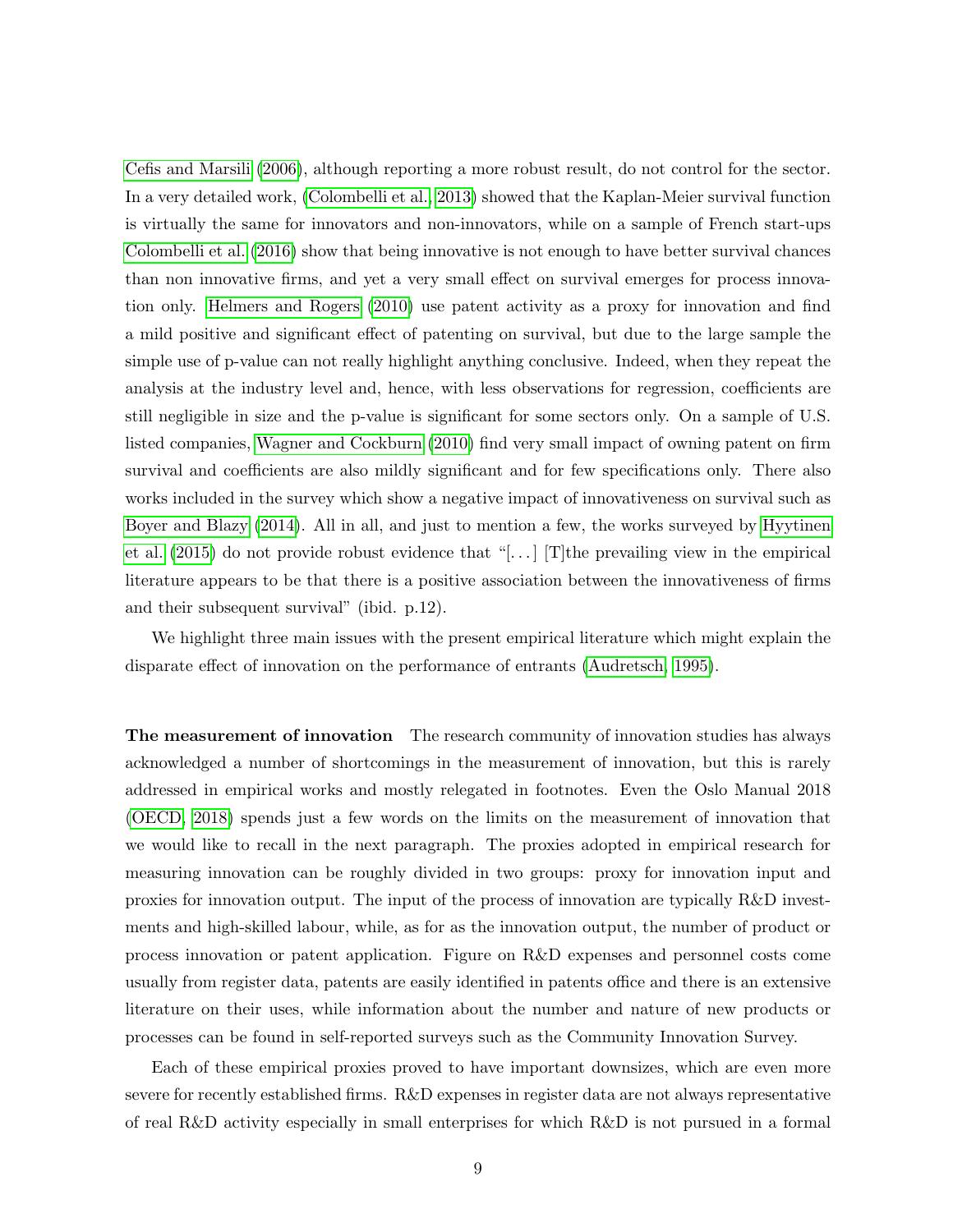Cefis and Marsili (2006), although reporting a more robust result, do not control for the sector. In a very detailed work, (Colombelli et al., 2013) showed that the Kaplan-Meier survival function is virtually the same for innovators and non-innovators, while on a sample of French start-ups Colombelli et al. (2016) show that being innovative is not enough to have better survival chances than non innovative firms, and yet a very small effect on survival emerges for process innovation only. Helmers and Rogers (2010) use patent activity as a proxy for innovation and find a mild positive and significant effect of patenting on survival, but due to the large sample the simple use of p-value can not really highlight anything conclusive. Indeed, when they repeat the analysis at the industry level and, hence, with less observations for regression, coefficients are still negligible in size and the p-value is significant for some sectors only. On a sample of U.S. listed companies, Wagner and Cockburn (2010) find very small impact of owning patent on firm survival and coefficients are also mildly significant and for few specifications only. There also works included in the survey which show a negative impact of innovativeness on survival such as Boyer and Blazy (2014). All in all, and just to mention a few, the works surveyed by Hyytinen et al. (2015) do not provide robust evidence that "[. . . ] [T]the prevailing view in the empirical literature appears to be that there is a positive association between the innovativeness of firms and their subsequent survival" (ibid. p.12).

We highlight three main issues with the present empirical literature which might explain the disparate effect of innovation on the performance of entrants (Audretsch, 1995).

**The measurement of innovation** The research community of innovation studies has always acknowledged a number of shortcomings in the measurement of innovation, but this is rarely addressed in empirical works and mostly relegated in footnotes. Even the Oslo Manual 2018 (OECD, 2018) spends just a few words on the limits on the measurement of innovation that we would like to recall in the next paragraph. The proxies adopted in empirical research for measuring innovation can be roughly divided in two groups: proxy for innovation input and proxies for innovation output. The input of the process of innovation are typically R&D investments and high-skilled labour, while, as for as the innovation output, the number of product or process innovation or patent application. Figure on R&D expenses and personnel costs come usually from register data, patents are easily identified in patents office and there is an extensive literature on their uses, while information about the number and nature of new products or processes can be found in self-reported surveys such as the Community Innovation Survey.

Each of these empirical proxies proved to have important downsizes, which are even more severe for recently established firms. R&D expenses in register data are not always representative of real R&D activity especially in small enterprises for which R&D is not pursued in a formal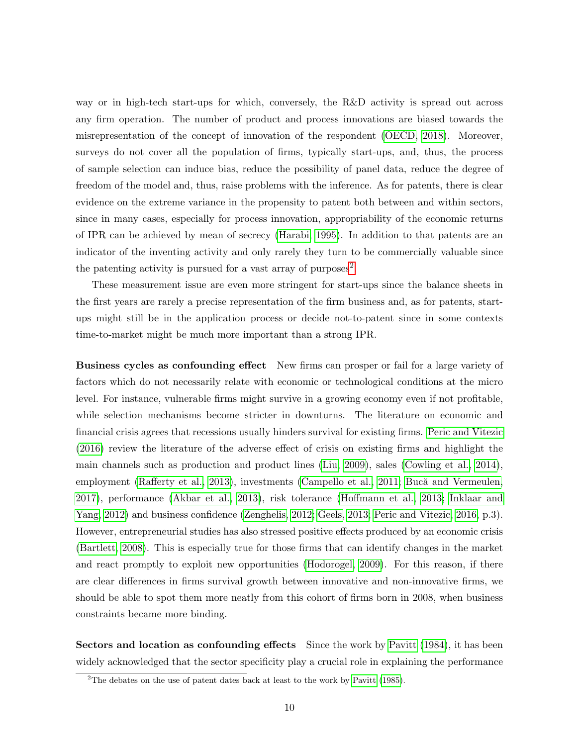way or in high-tech start-ups for which, conversely, the R&D activity is spread out across any firm operation. The number of product and process innovations are biased towards the misrepresentation of the concept of innovation of the respondent (OECD, 2018). Moreover, surveys do not cover all the population of firms, typically start-ups, and, thus, the process of sample selection can induce bias, reduce the possibility of panel data, reduce the degree of freedom of the model and, thus, raise problems with the inference. As for patents, there is clear evidence on the extreme variance in the propensity to patent both between and within sectors, since in many cases, especially for process innovation, appropriability of the economic returns of IPR can be achieved by mean of secrecy (Harabi, 1995). In addition to that patents are an indicator of the inventing activity and only rarely they turn to be commercially valuable since the patenting activity is pursued for a vast array of purposes[2].

These measurement issue are even more stringent for start-ups since the balance sheets in the first years are rarely a precise representation of the firm business and, as for patents, start-ups might still be in the application process or decide not-to-patent since in some contexts time-to-market might be much more important than a strong IPR.

**Business cycles as confounding effect** New firms can prosper or fail for a large variety of factors which do not necessarily relate with economic or technological conditions at the micro level. For instance, vulnerable firms might survive in a growing economy even if not profitable, while selection mechanisms become stricter in downturns. The literature on economic and financial crisis agrees that recessions usually hinders survival for existing firms. Peric and Vitezic (2016) review the literature of the adverse effect of crisis on existing firms and highlight the main channels such as production and product lines (Liu, 2009), sales (Cowling et al., 2014), employment (Rafferty et al., 2013), investments (Campello et al., 2011; Bucă and Vermeulen, 2017), performance (Akbar et al., 2013), risk tolerance (Hoffmann et al., 2013; Inklaar and Yang, 2012) and business confidence (Zenghelis, 2012; Geels, 2013; Peric and Vitezic, 2016, p.3). However, entrepreneurial studies has also stressed positive effects produced by an economic crisis (Bartlett, 2008). This is especially true for those firms that can identify changes in the market and react promptly to exploit new opportunities (Hodorogel, 2009). For this reason, if there are clear differences in firms survival growth between innovative and non-innovative firms, we should be able to spot them more neatly from this cohort of firms born in 2008, when business constraints became more binding.

**Sectors and location as confounding effects** Since the work by Pavitt (1984), it has been widely acknowledged that the sector specificity play a crucial role in explaining the performance

[2] The debates on the use of patent dates back at least to the work by Pavitt (1985).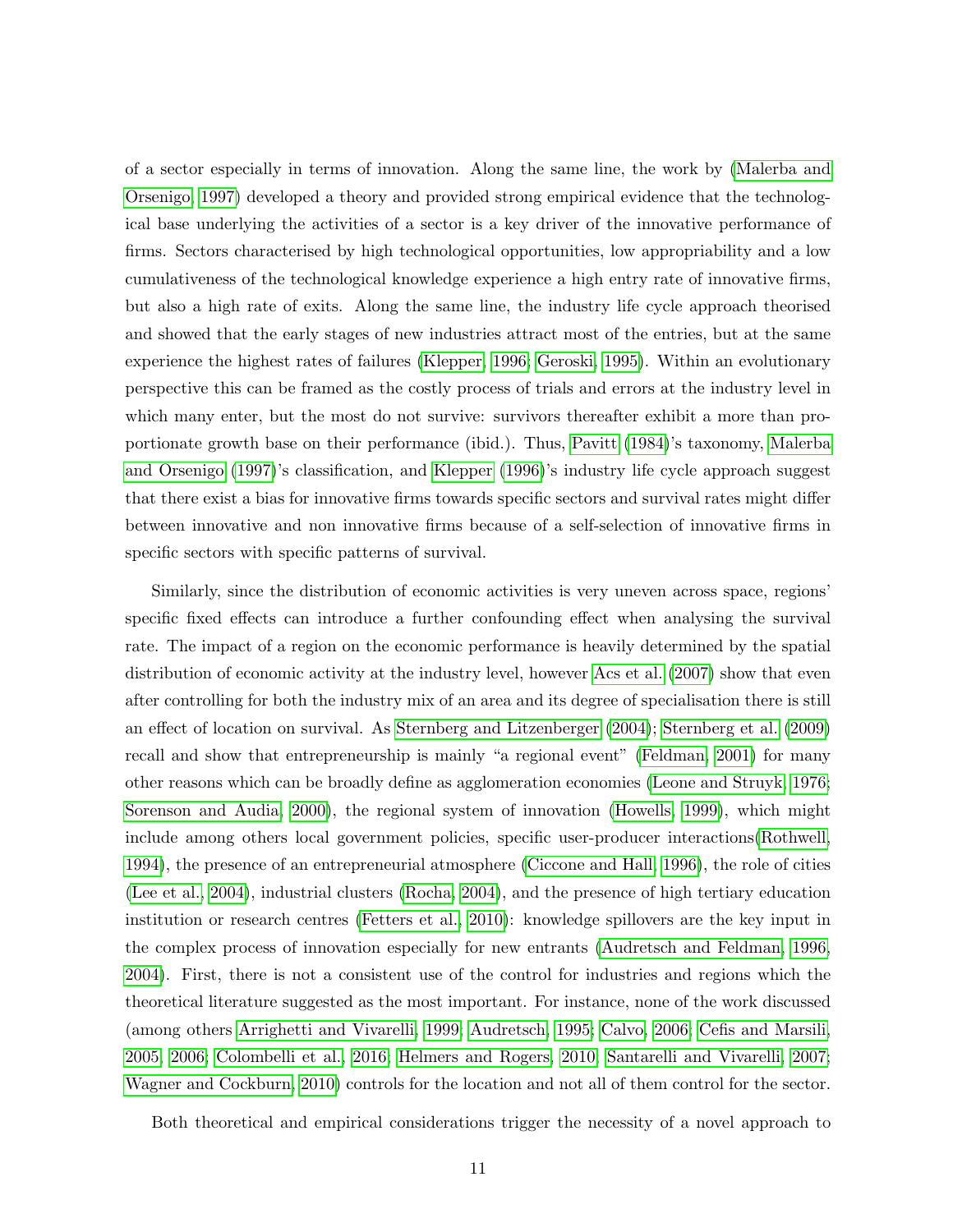of a sector especially in terms of innovation. Along the same line, the work by (Malerba and Orsenigo, 1997) developed a theory and provided strong empirical evidence that the technological base underlying the activities of a sector is a key driver of the innovative performance of firms. Sectors characterised by high technological opportunities, low appropriability and a low cumulativeness of the technological knowledge experience a high entry rate of innovative firms, but also a high rate of exits. Along the same line, the industry life cycle approach theorised and showed that the early stages of new industries attract most of the entries, but at the same experience the highest rates of failures (Klepper, 1996; Geroski, 1995). Within an evolutionary perspective this can be framed as the costly process of trials and errors at the industry level in which many enter, but the most do not survive: survivors thereafter exhibit a more than proportionate growth base on their performance (ibid.). Thus, Pavitt (1984)'s taxonomy, Malerba and Orsenigo (1997)'s classification, and Klepper (1996)'s industry life cycle approach suggest that there exist a bias for innovative firms towards specific sectors and survival rates might differ between innovative and non innovative firms because of a self-selection of innovative firms in specific sectors with specific patterns of survival.

Similarly, since the distribution of economic activities is very uneven across space, regions' specific fixed effects can introduce a further confounding effect when analysing the survival rate. The impact of a region on the economic performance is heavily determined by the spatial distribution of economic activity at the industry level, however Acs et al. (2007) show that even after controlling for both the industry mix of an area and its degree of specialisation there is still an effect of location on survival. As Sternberg and Litzenberger (2004); Sternberg et al. (2009) recall and show that entrepreneurship is mainly "a regional event" (Feldman, 2001) for many other reasons which can be broadly define as agglomeration economies (Leone and Struyk, 1976; Sorenson and Audia, 2000), the regional system of innovation (Howells, 1999), which might include among others local government policies, specific user-producer interactions(Rothwell, 1994), the presence of an entrepreneurial atmosphere (Ciccone and Hall, 1996), the role of cities (Lee et al., 2004), industrial clusters (Rocha, 2004), and the presence of high tertiary education institution or research centres (Fetters et al., 2010): knowledge spillovers are the key input in the complex process of innovation especially for new entrants (Audretsch and Feldman, 1996, 2004). First, there is not a consistent use of the control for industries and regions which the theoretical literature suggested as the most important. For instance, none of the work discussed (among others Arrighetti and Vivarelli, 1999; Audretsch, 1995; Calvo, 2006; Cefis and Marsili, 2005, 2006; Colombelli et al., 2016; Helmers and Rogers, 2010; Santarelli and Vivarelli, 2007; Wagner and Cockburn, 2010) controls for the location and not all of them control for the sector.

Both theoretical and empirical considerations trigger the necessity of a novel approach to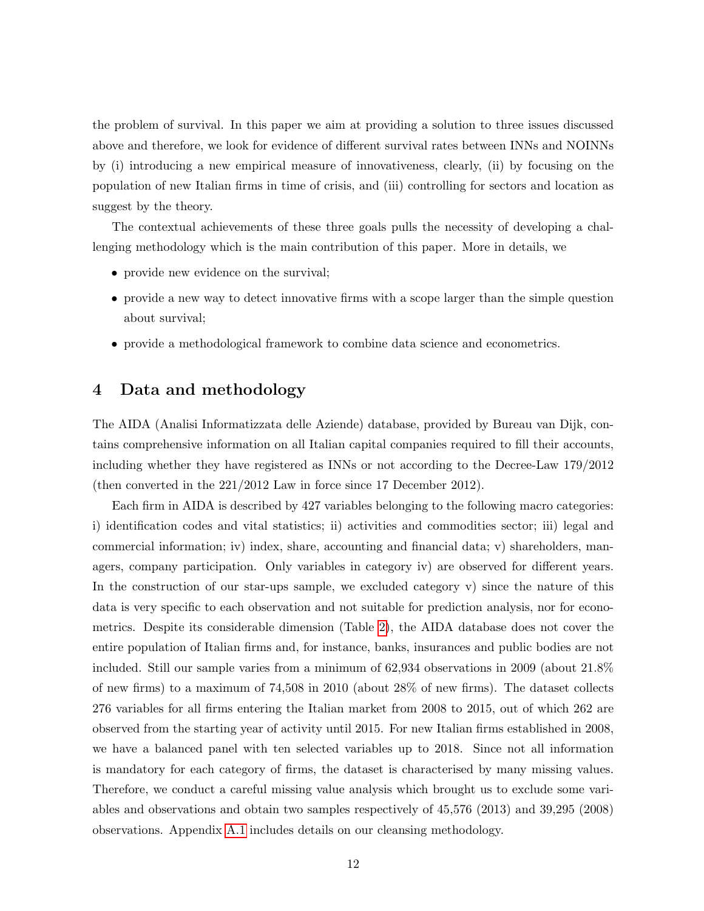the problem of survival. In this paper we aim at providing a solution to three issues discussed above and therefore, we look for evidence of different survival rates between INNs and NOINNs by (i) introducing a new empirical measure of innovativeness, clearly, (ii) by focusing on the population of new Italian firms in time of crisis, and (iii) controlling for sectors and location as suggest by the theory.

The contextual achievements of these three goals pulls the necessity of developing a challenging methodology which is the main contribution of this paper. More in details, we

- provide new evidence on the survival;
- provide a new way to detect innovative firms with a scope larger than the simple question about survival;
- provide a methodological framework to combine data science and econometrics.

## 4 Data and methodology

The AIDA (Analisi Informatizzata delle Aziende) database, provided by Bureau van Dijk, contains comprehensive information on all Italian capital companies required to fill their accounts, including whether they have registered as INNs or not according to the Decree-Law 179/2012 (then converted in the 221/2012 Law in force since 17 December 2012).

Each firm in AIDA is described by 427 variables belonging to the following macro categories: i) identification codes and vital statistics; ii) activities and commodities sector; iii) legal and commercial information; iv) index, share, accounting and financial data; v) shareholders, managers, company participation. Only variables in category iv) are observed for different years. In the construction of our star-ups sample, we excluded category v) since the nature of this data is very specific to each observation and not suitable for prediction analysis, nor for econometrics. Despite its considerable dimension (Table 2), the AIDA database does not cover the entire population of Italian firms and, for instance, banks, insurances and public bodies are not included. Still our sample varies from a minimum of 62,934 observations in 2009 (about 21.8% of new firms) to a maximum of 74,508 in 2010 (about 28% of new firms). The dataset collects 276 variables for all firms entering the Italian market from 2008 to 2015, out of which 262 are observed from the starting year of activity until 2015. For new Italian firms established in 2008, we have a balanced panel with ten selected variables up to 2018. Since not all information is mandatory for each category of firms, the dataset is characterised by many missing values. Therefore, we conduct a careful missing value analysis which brought us to exclude some variables and observations and obtain two samples respectively of 45,576 (2013) and 39,295 (2008) observations. Appendix A.1 includes details on our cleansing methodology.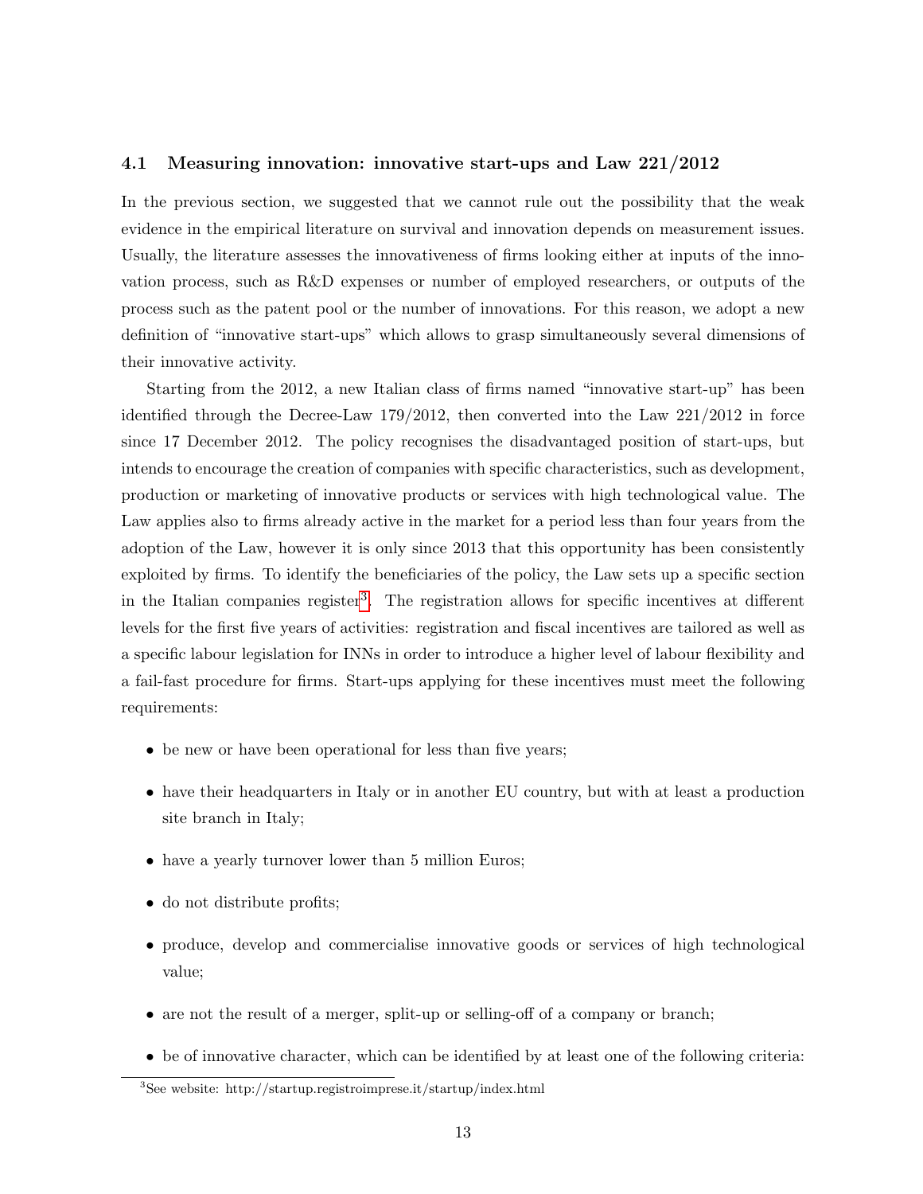### 4.1 Measuring innovation: innovative start-ups and Law 221/2012

In the previous section, we suggested that we cannot rule out the possibility that the weak evidence in the empirical literature on survival and innovation depends on measurement issues. Usually, the literature assesses the innovativeness of firms looking either at inputs of the innovation process, such as R&D expenses or number of employed researchers, or outputs of the process such as the patent pool or the number of innovations. For this reason, we adopt a new definition of "innovative start-ups" which allows to grasp simultaneously several dimensions of their innovative activity.

Starting from the 2012, a new Italian class of firms named "innovative start-up" has been identified through the Decree-Law 179/2012, then converted into the Law 221/2012 in force since 17 December 2012. The policy recognises the disadvantaged position of start-ups, but intends to encourage the creation of companies with specific characteristics, such as development, production or marketing of innovative products or services with high technological value. The Law applies also to firms already active in the market for a period less than four years from the adoption of the Law, however it is only since 2013 that this opportunity has been consistently exploited by firms. To identify the beneficiaries of the policy, the Law sets up a specific section in the Italian companies register[3]. The registration allows for specific incentives at different levels for the first five years of activities: registration and fiscal incentives are tailored as well as a specific labour legislation for INNs in order to introduce a higher level of labour flexibility and a fail-fast procedure for firms. Start-ups applying for these incentives must meet the following requirements:

- be new or have been operational for less than five years;
- have their headquarters in Italy or in another EU country, but with at least a production site branch in Italy;
- have a yearly turnover lower than 5 million Euros;
- do not distribute profits;
- produce, develop and commercialise innovative goods or services of high technological value;
- are not the result of a merger, split-up or selling-off of a company or branch;
- be of innovative character, which can be identified by at least one of the following criteria:

[3] See website: http://startup.registroimprese.it/startup/index.html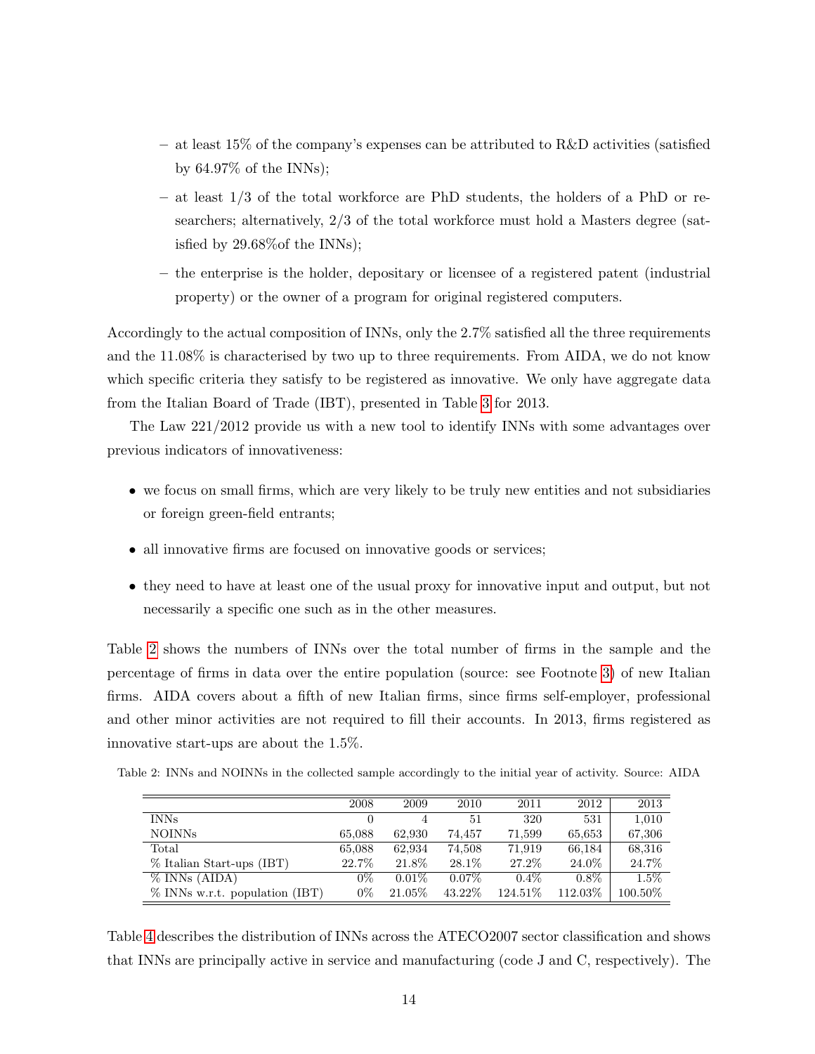- at least 15% of the company's expenses can be attributed to R&D activities (satisfied by 64.97% of the INNs);
  - at least 1/3 of the total workforce are PhD students, the holders of a PhD or researchers; alternatively, 2/3 of the total workforce must hold a Masters degree (satisfied by 29.68%of the INNs);
  - the enterprise is the holder, depositary or licensee of a registered patent (industrial property) or the owner of a program for original registered computers.

Accordingly to the actual composition of INNs, only the 2.7% satisfied all the three requirements and the 11.08% is characterised by two up to three requirements. From AIDA, we do not know which specific criteria they satisfy to be registered as innovative. We only have aggregate data from the Italian Board of Trade (IBT), presented in Table 3 for 2013.

The Law 221/2012 provide us with a new tool to identify INNs with some advantages over previous indicators of innovativeness:

- we focus on small firms, which are very likely to be truly new entities and not subsidiaries or foreign green-field entrants;
- all innovative firms are focused on innovative goods or services;
- they need to have at least one of the usual proxy for innovative input and output, but not necessarily a specific one such as in the other measures.

Table 2 shows the numbers of INNs over the total number of firms in the sample and the percentage of firms in data over the entire population (source: see Footnote 3) of new Italian firms. AIDA covers about a fifth of new Italian firms, since firms self-employer, professional and other minor activities are not required to fill their accounts. In 2013, firms registered as innovative start-ups are about the 1.5%.

Table 2: INNs and NOINNs in the collected sample accordingly to the initial year of activity. Source: AIDA

| | 2008 | 2009 | 2010 | 2011 | 2012 | 2013 |
|---|---|---|---|---|---|---|
| INNs | 0 | 4 | 51 | 320 | 531 | 1,010 |
| NOINNs | 65,088 | 62,930 | 74,457 | 71,599 | 65,653 | 67,306 |
| Total | 65,088 | 62,934 | 74,508 | 71,919 | 66,184 | 68,316 |
| % Italian Start-ups (IBT) | 22.7% | 21.8% | 28.1% | 27.2% | 24.0% | 24.7% |
| % INNs (AIDA) | 0% | 0.01% | 0.07% | 0.4% | 0.8% | 1.5% |
| % INNs w.r.t. population (IBT) | 0% | 21.05% | 43.22% | 124.51% | 112.03% | 100.50% |

Table 4 describes the distribution of INNs across the ATECO2007 sector classification and shows that INNs are principally active in service and manufacturing (code J and C, respectively). The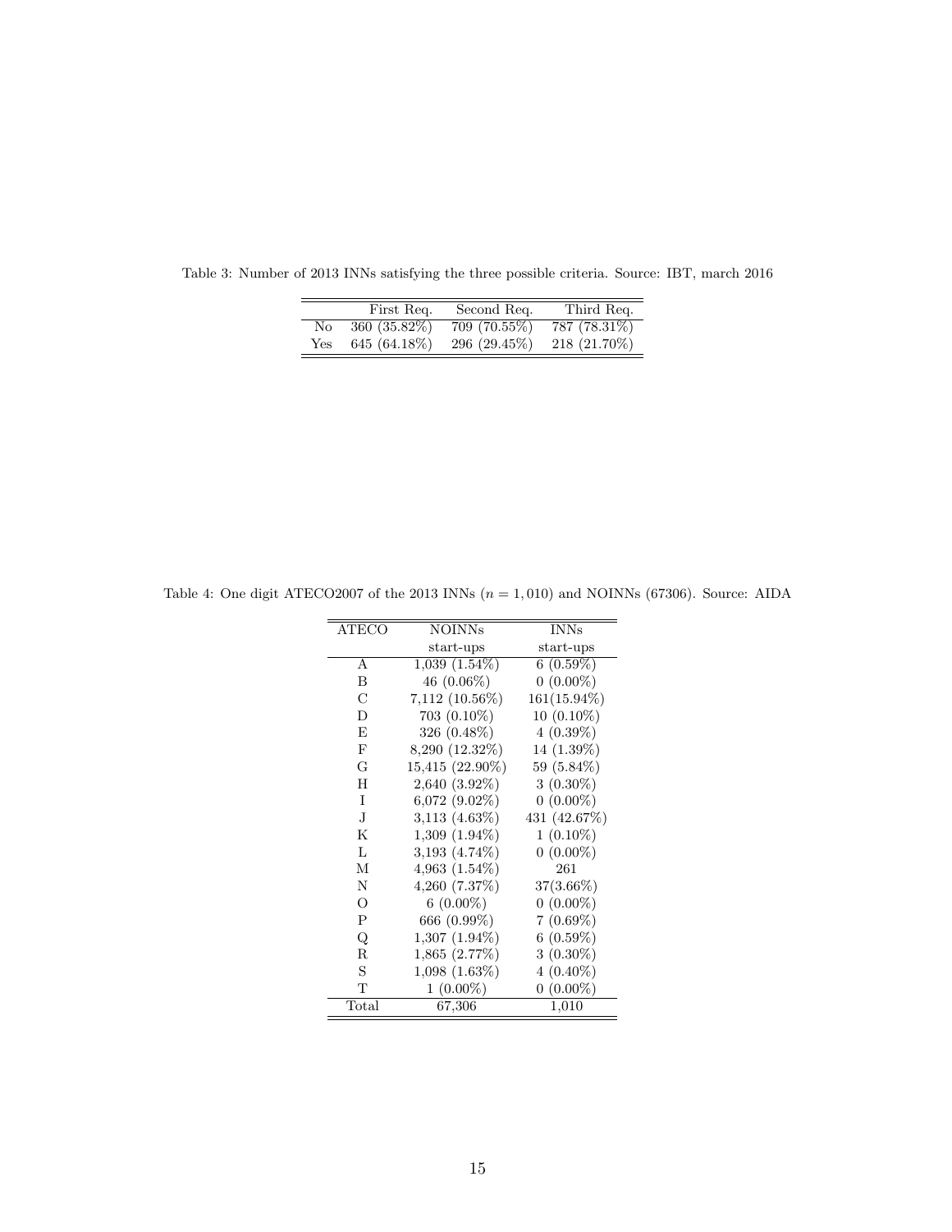Table 3: Number of 2013 INNs satisfying the three possible criteria. Source: IBT, march 2016

| | First Req. | Second Req. | Third Req. |
|---|---|---|---|
| No | 360 (35.82%) | 709 (70.55%) | 787 (78.31%) |
| Yes | 645 (64.18%) | 296 (29.45%) | 218 (21.70%) |

Table 4: One digit ATECO2007 of the 2013 INNs ($n = 1,010$) and NOINNs (67306). Source: AIDA

| ATECO | NOINNs start-ups | INNs start-ups |
|---|---|---|
| A | 1,039 (1.54%) | 6 (0.59%) |
| B | 46 (0.06%) | 0 (0.00%) |
| C | 7,112 (10.56%) | 161(15.94%) |
| D | 703 (0.10%) | 10 (0.10%) |
| E | 326 (0.48%) | 4 (0.39%) |
| F | 8,290 (12.32%) | 14 (1.39%) |
| G | 15,415 (22.90%) | 59 (5.84%) |
| H | 2,640 (3.92%) | 3 (0.30%) |
| I | 6,072 (9.02%) | 0 (0.00%) |
| J | 3,113 (4.63%) | 431 (42.67%) |
| K | 1,309 (1.94%) | 1 (0.10%) |
| L | 3,193 (4.74%) | 0 (0.00%) |
| M | 4,963 (1.54%) | 261 |
| N | 4,260 (7.37%) | 37(3.66%) |
| O | 6 (0.00%) | 0 (0.00%) |
| P | 666 (0.99%) | 7 (0.69%) |
| Q | 1,307 (1.94%) | 6 (0.59%) |
| R | 1,865 (2.77%) | 3 (0.30%) |
| S | 1,098 (1.63%) | 4 (0.40%) |
| T | 1 (0.00%) | 0 (0.00%) |
| Total | 67,306 | 1,010 |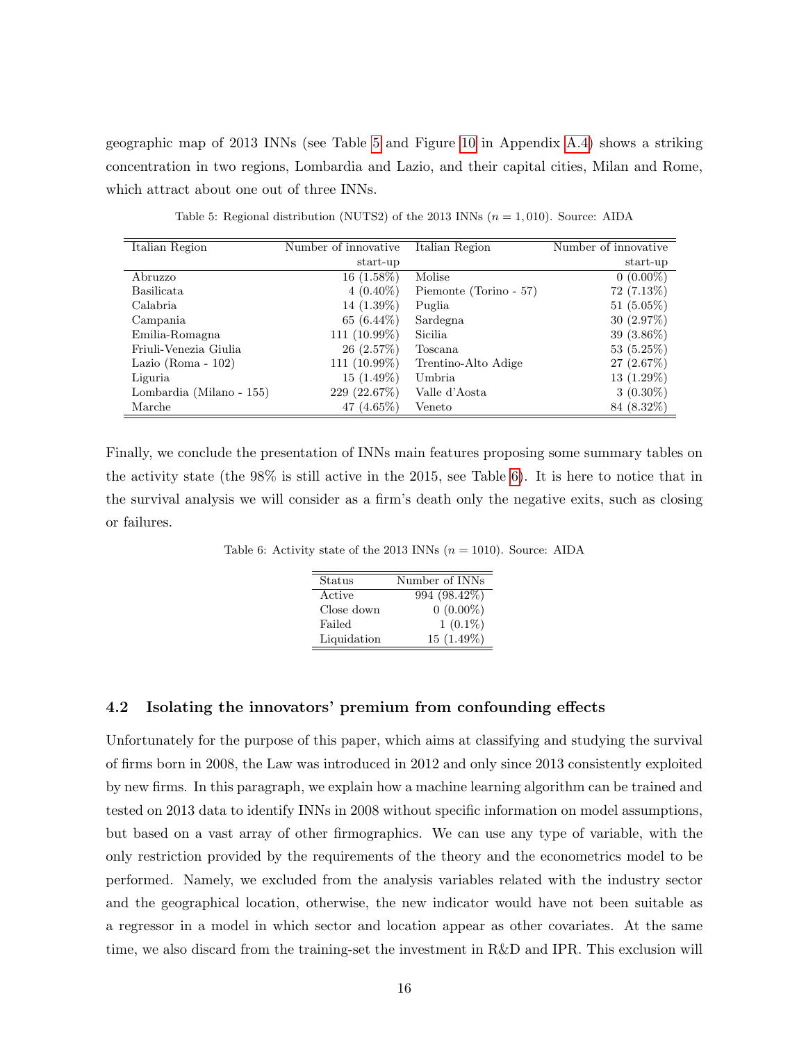geographic map of 2013 INNs (see Table 5 and Figure 10 in Appendix A.4) shows a striking concentration in two regions, Lombardia and Lazio, and their capital cities, Milan and Rome, which attract about one out of three INNs.

Table 5: Regional distribution (NUTS2) of the 2013 INNs ($n = 1,010$). Source: AIDA

| Italian Region | Number of innovative start-up | Italian Region | Number of innovative start-up |
|---|---|---|---|
| Abruzzo | 16 (1.58%) | Molise | 0 (0.00%) |
| Basilicata | 4 (0.40%) | Piemonte (Torino - 57) | 72 (7.13%) |
| Calabria | 14 (1.39%) | Puglia | 51 (5.05%) |
| Campania | 65 (6.44%) | Sardegna | 30 (2.97%) |
| Emilia-Romagna | 111 (10.99%) | Sicilia | 39 (3.86%) |
| Friuli-Venezia Giulia | 26 (2.57%) | Toscana | 53 (5.25%) |
| Lazio (Roma - 102) | 111 (10.99%) | Trentino-Alto Adige | 27 (2.67%) |
| Liguria | 15 (1.49%) | Umbria | 13 (1.29%) |
| Lombardia (Milano - 155) | 229 (22.67%) | Valle d'Aosta | 3 (0.30%) |
| Marche | 47 (4.65%) | Veneto | 84 (8.32%) |

Finally, we conclude the presentation of INNs main features proposing some summary tables on the activity state (the 98% is still active in the 2015, see Table 6). It is here to notice that in the survival analysis we will consider as a firm's death only the negative exits, such as closing or failures.

Table 6: Activity state of the 2013 INNs ($n = 1010$). Source: AIDA

| Status | Number of INNs |
|---|---|
| Active | 994 (98.42%) |
| Close down | 0 (0.00%) |
| Failed | 1 (0.1%) |
| Liquidation | 15 (1.49%) |

### 4.2 Isolating the innovators' premium from confounding effects

Unfortunately for the purpose of this paper, which aims at classifying and studying the survival of firms born in 2008, the Law was introduced in 2012 and only since 2013 consistently exploited by new firms. In this paragraph, we explain how a machine learning algorithm can be trained and tested on 2013 data to identify INNs in 2008 without specific information on model assumptions, but based on a vast array of other firmographics. We can use any type of variable, with the only restriction provided by the requirements of the theory and the econometrics model to be performed. Namely, we excluded from the analysis variables related with the industry sector and the geographical location, otherwise, the new indicator would have not been suitable as a regressor in a model in which sector and location appear as other covariates. At the same time, we also discard from the training-set the investment in R&D and IPR. This exclusion will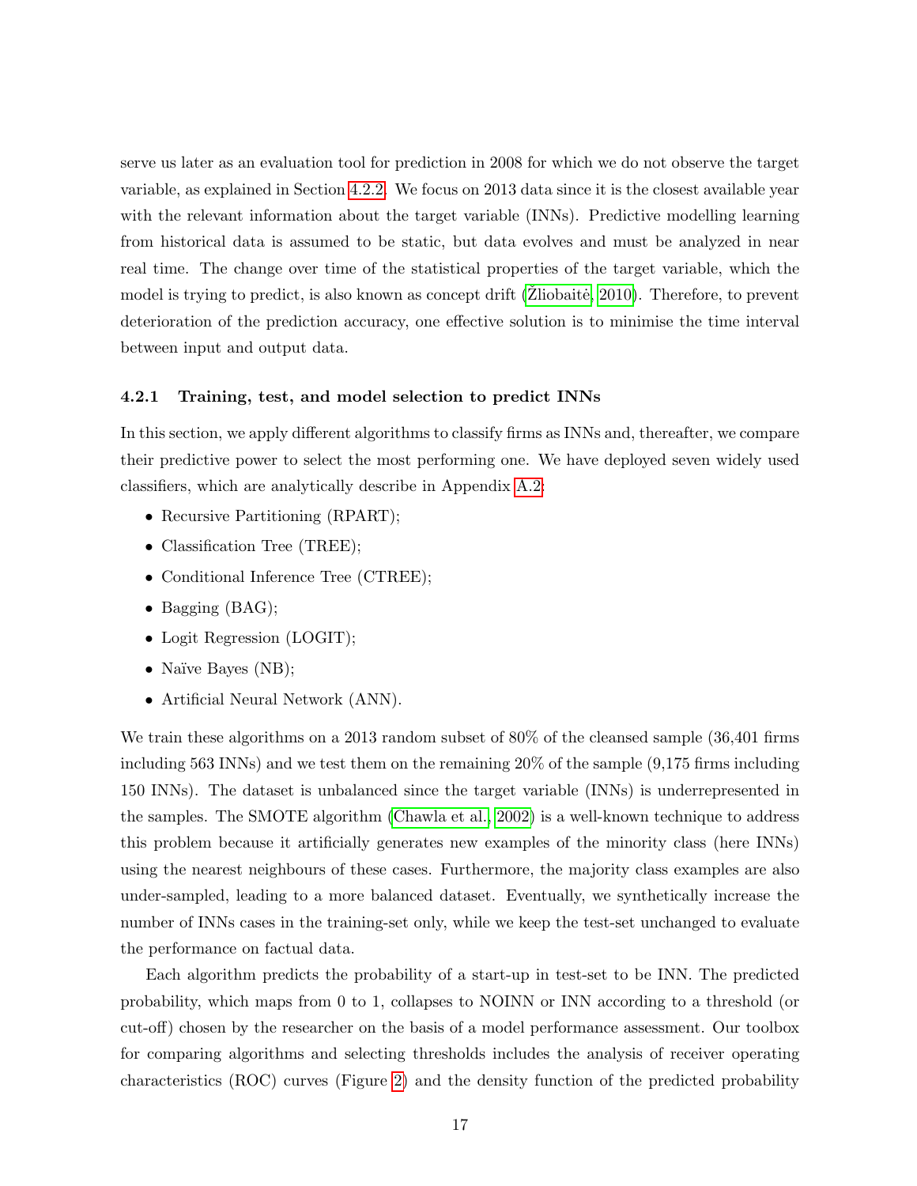serve us later as an evaluation tool for prediction in 2008 for which we do not observe the target variable, as explained in Section 4.2.2. We focus on 2013 data since it is the closest available year with the relevant information about the target variable (INNs). Predictive modelling learning from historical data is assumed to be static, but data evolves and must be analyzed in near real time. The change over time of the statistical properties of the target variable, which the model is trying to predict, is also known as concept drift (Žliobaitė, 2010). Therefore, to prevent deterioration of the prediction accuracy, one effective solution is to minimise the time interval between input and output data.

### 4.2.1 Training, test, and model selection to predict INNs

In this section, we apply different algorithms to classify firms as INNs and, thereafter, we compare their predictive power to select the most performing one. We have deployed seven widely used classifiers, which are analytically describe in Appendix A.2:

- Recursive Partitioning (RPART);
- Classification Tree (TREE);
- Conditional Inference Tree (CTREE);
- Bagging (BAG);
- Logit Regression (LOGIT);
- Naïve Bayes (NB);
- Artificial Neural Network (ANN).

We train these algorithms on a 2013 random subset of 80% of the cleansed sample (36,401 firms including 563 INNs) and we test them on the remaining 20% of the sample (9,175 firms including 150 INNs). The dataset is unbalanced since the target variable (INNs) is underrepresented in the samples. The SMOTE algorithm (Chawla et al., 2002) is a well-known technique to address this problem because it artificially generates new examples of the minority class (here INNs) using the nearest neighbours of these cases. Furthermore, the majority class examples are also under-sampled, leading to a more balanced dataset. Eventually, we synthetically increase the number of INNs cases in the training-set only, while we keep the test-set unchanged to evaluate the performance on factual data.

Each algorithm predicts the probability of a start-up in test-set to be INN. The predicted probability, which maps from 0 to 1, collapses to NOINN or INN according to a threshold (or cut-off) chosen by the researcher on the basis of a model performance assessment. Our toolbox for comparing algorithms and selecting thresholds includes the analysis of receiver operating characteristics (ROC) curves (Figure 2) and the density function of the predicted probability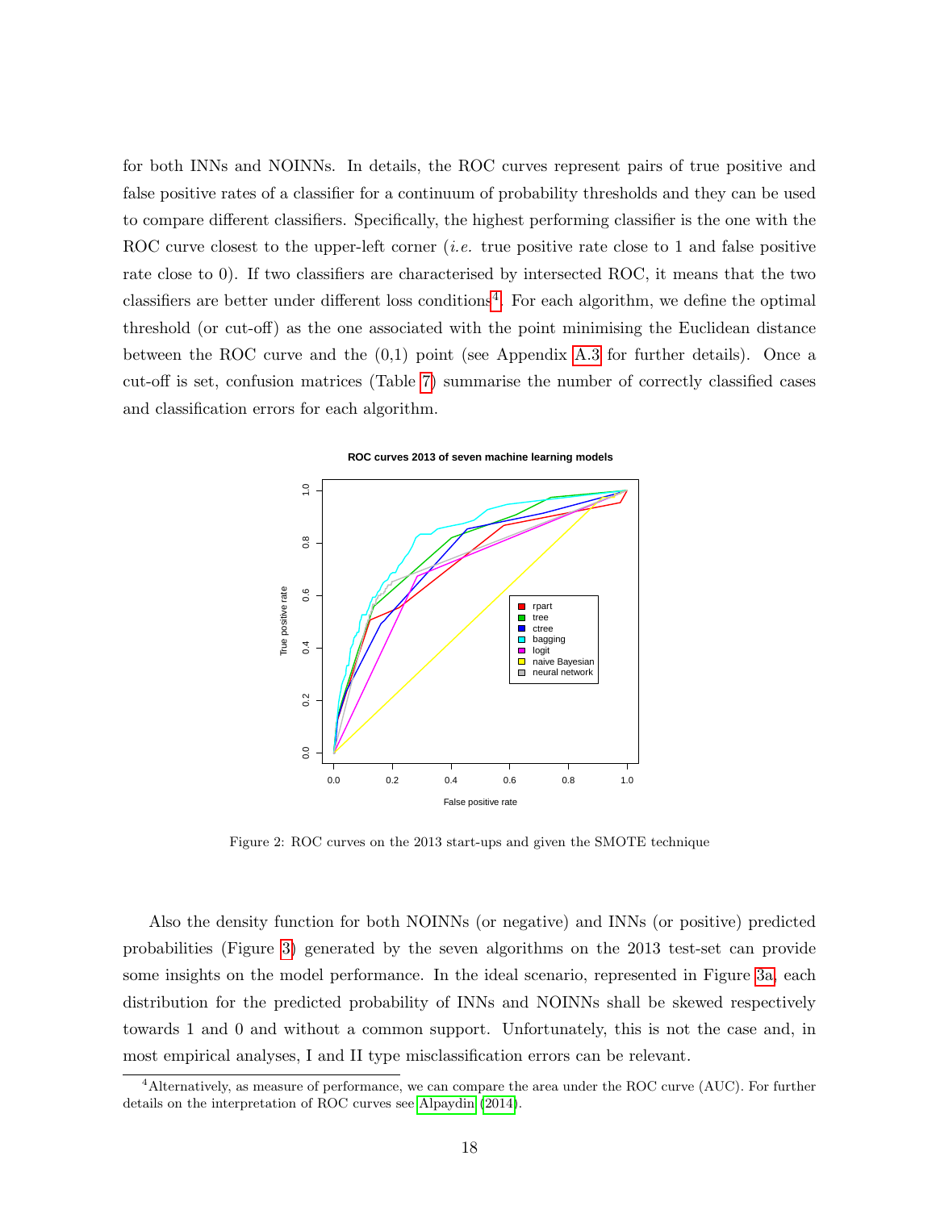for both INNs and NOINNs. In details, the ROC curves represent pairs of true positive and false positive rates of a classifier for a continuum of probability thresholds and they can be used to compare different classifiers. Specifically, the highest performing classifier is the one with the ROC curve closest to the upper-left corner (*i.e.* true positive rate close to 1 and false positive rate close to 0). If two classifiers are characterised by intersected ROC, it means that the two classifiers are better under different loss conditions[4]. For each algorithm, we define the optimal threshold (or cut-off) as the one associated with the point minimising the Euclidean distance between the ROC curve and the (0,1) point (see Appendix A.3 for further details). Once a cut-off is set, confusion matrices (Table 7) summarise the number of correctly classified cases and classification errors for each algorithm.

Figure 2: ROC curves on the 2013 start-ups and given the SMOTE technique

Also the density function for both NOINNs (or negative) and INNs (or positive) predicted probabilities (Figure 3) generated by the seven algorithms on the 2013 test-set can provide some insights on the model performance. In the ideal scenario, represented in Figure 3a, each distribution for the predicted probability of INNs and NOINNs shall be skewed respectively towards 1 and 0 and without a common support. Unfortunately, this is not the case and, in most empirical analyses, I and II type misclassification errors can be relevant.

[4] Alternatively, as measure of performance, we can compare the area under the ROC curve (AUC). For further details on the interpretation of ROC curves see Alpaydin (2014).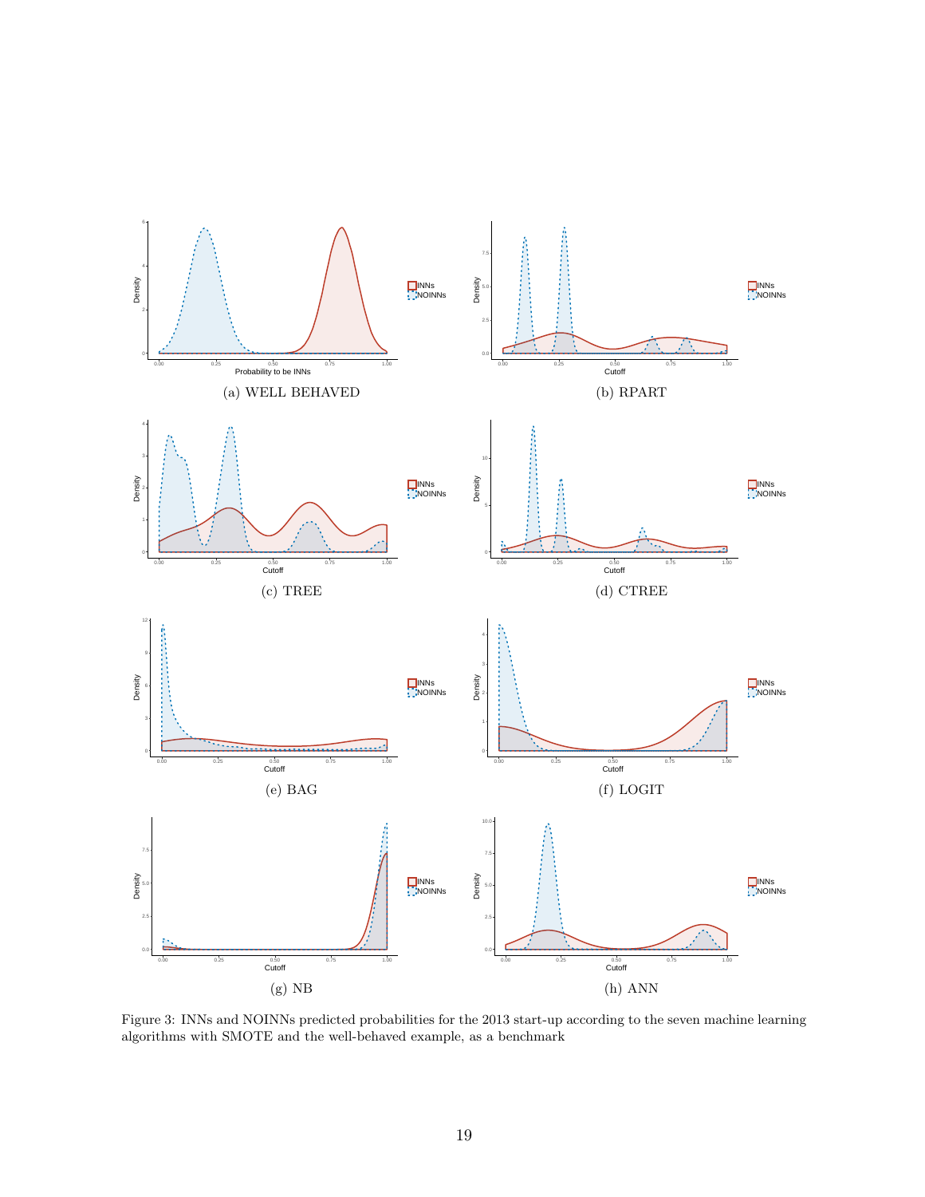(a) WELL BEHAVED

(b) RPART

(c) TREE

(d) CTREE

(e) BAG

(f) LOGIT

(g) NB

(h) ANN

Figure 3: INNs and NOINNs predicted probabilities for the 2013 start-up according to the seven machine learning algorithms with SMOTE and the well-behaved example, as a benchmark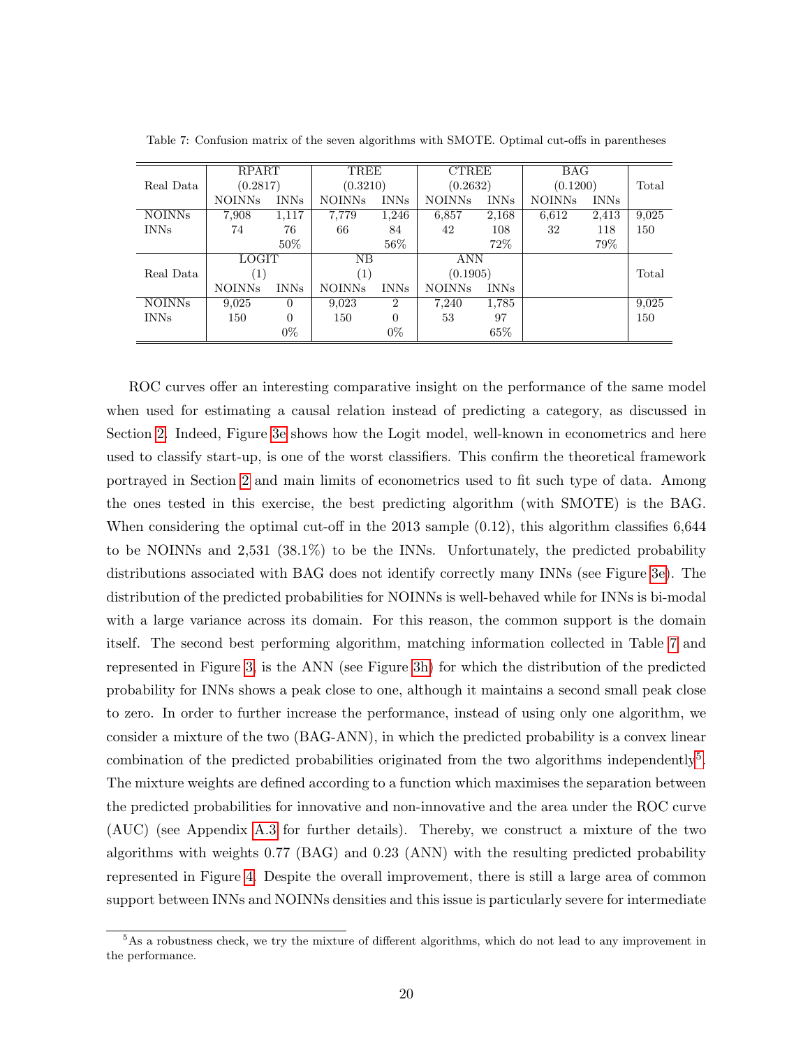Table 7: Confusion matrix of the seven algorithms with SMOTE. Optimal cut-offs in parentheses

| Real Data | RPART (0.2817) | | TREE (0.3210) | | CTREE (0.2632) | | BAG (0.1200) | | Total |
|---|---|---|---|---|---|---|---|---|---|
| | NOINNs | INNs | NOINNs | INNs | NOINNs | INNs | NOINNs | INNs | |
| NOINNs | 7,908 | 1,117 | 7,779 | 1,246 | 6,857 | 2,168 | 6,612 | 2,413 | 9,025 |
| INNs | 74 | 76 | 66 | 84 | 42 | 108 | 32 | 118 | 150 |
| | | 50% | | 56% | | 72% | | 79% | |
| Real Data | LOGIT (1) | | NB (1) | | ANN (0.1905) | | | | Total |
| | NOINNs | INNs | NOINNs | INNs | NOINNs | INNs | | | |
| NOINNs | 9,025 | 0 | 9,023 | 2 | 7,240 | 1,785 | | | 9,025 |
| INNs | 150 | 0 | 150 | 0 | 53 | 97 | | | 150 |
| | | 0% | | 0% | | 65% | | | |

ROC curves offer an interesting comparative insight on the performance of the same model when used for estimating a causal relation instead of predicting a category, as discussed in Section 2. Indeed, Figure 3e shows how the Logit model, well-known in econometrics and here used to classify start-up, is one of the worst classifiers. This confirm the theoretical framework portrayed in Section 2 and main limits of econometrics used to fit such type of data. Among the ones tested in this exercise, the best predicting algorithm (with SMOTE) is the BAG. When considering the optimal cut-off in the 2013 sample (0.12), this algorithm classifies 6,644 to be NOINNs and 2,531 (38.1%) to be the INNs. Unfortunately, the predicted probability distributions associated with BAG does not identify correctly many INNs (see Figure 3e). The distribution of the predicted probabilities for NOINNs is well-behaved while for INNs is bi-modal with a large variance across its domain. For this reason, the common support is the domain itself. The second best performing algorithm, matching information collected in Table 7 and represented in Figure 3, is the ANN (see Figure 3h) for which the distribution of the predicted probability for INNs shows a peak close to one, although it maintains a second small peak close to zero. In order to further increase the performance, instead of using only one algorithm, we consider a mixture of the two (BAG-ANN), in which the predicted probability is a convex linear combination of the predicted probabilities originated from the two algorithms independently[5]. The mixture weights are defined according to a function which maximises the separation between the predicted probabilities for innovative and non-innovative and the area under the ROC curve (AUC) (see Appendix A.3 for further details). Thereby, we construct a mixture of the two algorithms with weights 0.77 (BAG) and 0.23 (ANN) with the resulting predicted probability represented in Figure 4. Despite the overall improvement, there is still a large area of common support between INNs and NOINNs densities and this issue is particularly severe for intermediate

[5]As a robustness check, we try the mixture of different algorithms, which do not lead to any improvement in the performance.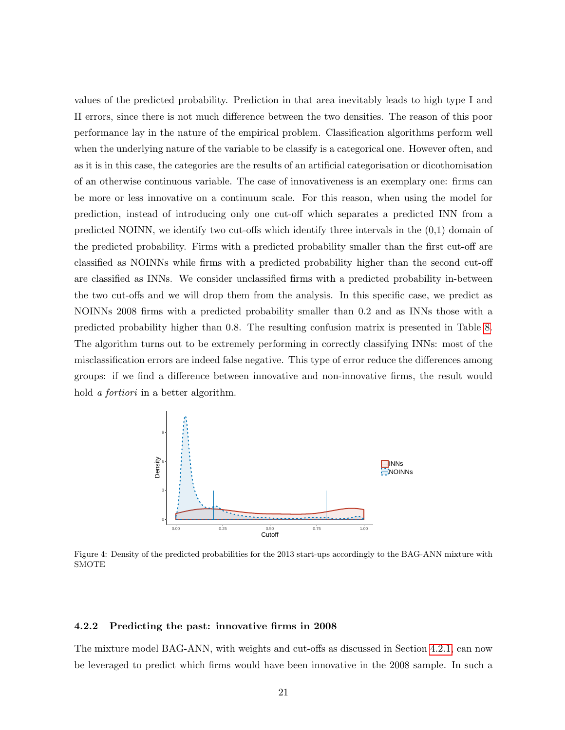values of the predicted probability. Prediction in that area inevitably leads to high type I and II errors, since there is not much difference between the two densities. The reason of this poor performance lay in the nature of the empirical problem. Classification algorithms perform well when the underlying nature of the variable to be classify is a categorical one. However often, and as it is in this case, the categories are the results of an artificial categorisation or dicothomisation of an otherwise continuous variable. The case of innovativeness is an exemplary one: firms can be more or less innovative on a continuum scale. For this reason, when using the model for prediction, instead of introducing only one cut-off which separates a predicted INN from a predicted NOINN, we identify two cut-offs which identify three intervals in the (0,1) domain of the predicted probability. Firms with a predicted probability smaller than the first cut-off are classified as NOINNs while firms with a predicted probability higher than the second cut-off are classified as INNs. We consider unclassified firms with a predicted probability in-between the two cut-offs and we will drop them from the analysis. In this specific case, we predict as NOINNs 2008 firms with a predicted probability smaller than 0.2 and as INNs those with a predicted probability higher than 0.8. The resulting confusion matrix is presented in Table 8. The algorithm turns out to be extremely performing in correctly classifying INNs: most of the misclassification errors are indeed false negative. This type of error reduce the differences among groups: if we find a difference between innovative and non-innovative firms, the result would hold *a fortiori* in a better algorithm.

Figure 4: Density of the predicted probabilities for the 2013 start-ups accordingly to the BAG-ANN mixture with SMOTE

### 4.2.2 Predicting the past: innovative firms in 2008

The mixture model BAG-ANN, with weights and cut-offs as discussed in Section 4.2.1, can now be leveraged to predict which firms would have been innovative in the 2008 sample. In such a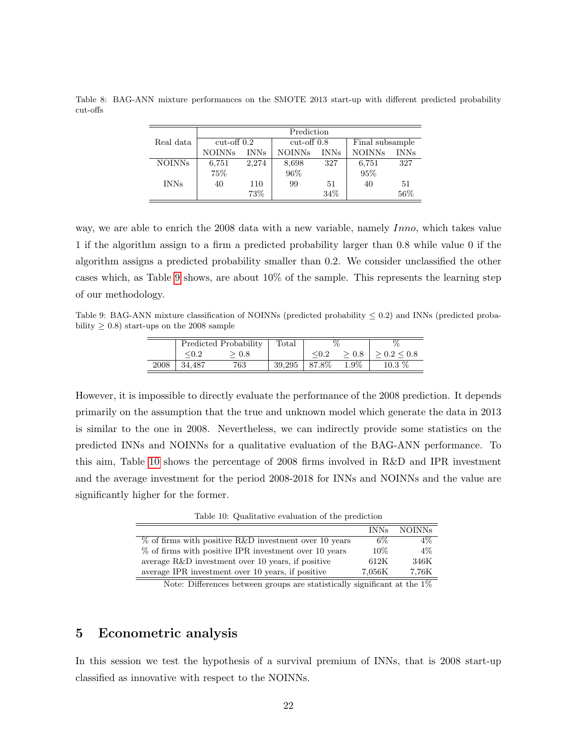Table 8: BAG-ANN mixture performances on the SMOTE 2013 start-up with different predicted probability cut-offs

| Real data | Prediction | | | | | |
|---|---|---|---|---|---|---|
| | cut-off 0.2 | | cut-off 0.8 | | Final subsample | |
| | NOINNs | INNs | NOINNs | INNs | NOINNs | INNs |
| NOINNs | 6,751 | 2,274 | 8,698 | 327 | 6,751 | 327 |
| | 75% | | 96% | | 95% | |
| INNs | 40 | 110 | 99 | 51 | 40 | 51 |
| | | 73% | | 34% | | 56% |

way, we are able to enrich the 2008 data with a new variable, namely *Inno*, which takes value 1 if the algorithm assign to a firm a predicted probability larger than 0.8 while value 0 if the algorithm assigns a predicted probability smaller than 0.2. We consider unclassified the other cases which, as Table 9 shows, are about 10% of the sample. This represents the learning step of our methodology.

Table 9: BAG-ANN mixture classification of NOINNs (predicted probability $\leq 0.2$) and INNs (predicted probability $\geq 0.8$) start-ups on the 2008 sample

| | Predicted Probability | | Total | % | | % |
|---|---|---|---|---|---|---|
| | $\leq 0.2$ | $\geq 0.8$ | | $\leq 0.2$ | $\geq 0.8$ | $\geq 0.2 \leq 0.8$ |
| 2008 | 34,487 | 763 | 39,295 | 87.8% | 1.9% | 10.3 % |

However, it is impossible to directly evaluate the performance of the 2008 prediction. It depends primarily on the assumption that the true and unknown model which generate the data in 2013 is similar to the one in 2008. Nevertheless, we can indirectly provide some statistics on the predicted INNs and NOINNs for a qualitative evaluation of the BAG-ANN performance. To this aim, Table 10 shows the percentage of 2008 firms involved in R&D and IPR investment and the average investment for the period 2008-2018 for INNs and NOINNs and the value are significantly higher for the former.

Table 10: Qualitative evaluation of the prediction

| | INNs | NOINNs |
|---|---|---|
| % of firms with positive R&D investment over 10 years | 6% | 4% |
| % of firms with positive IPR investment over 10 years | 10% | 4% |
| average R&D investment over 10 years, if positive | 612K | 346K |
| average IPR investment over 10 years, if positive | 7,056K | 7,76K |

Note: Differences between groups are statistically significant at the 1%

## 5 Econometric analysis

In this session we test the hypothesis of a survival premium of INNs, that is 2008 start-up classified as innovative with respect to the NOINNs.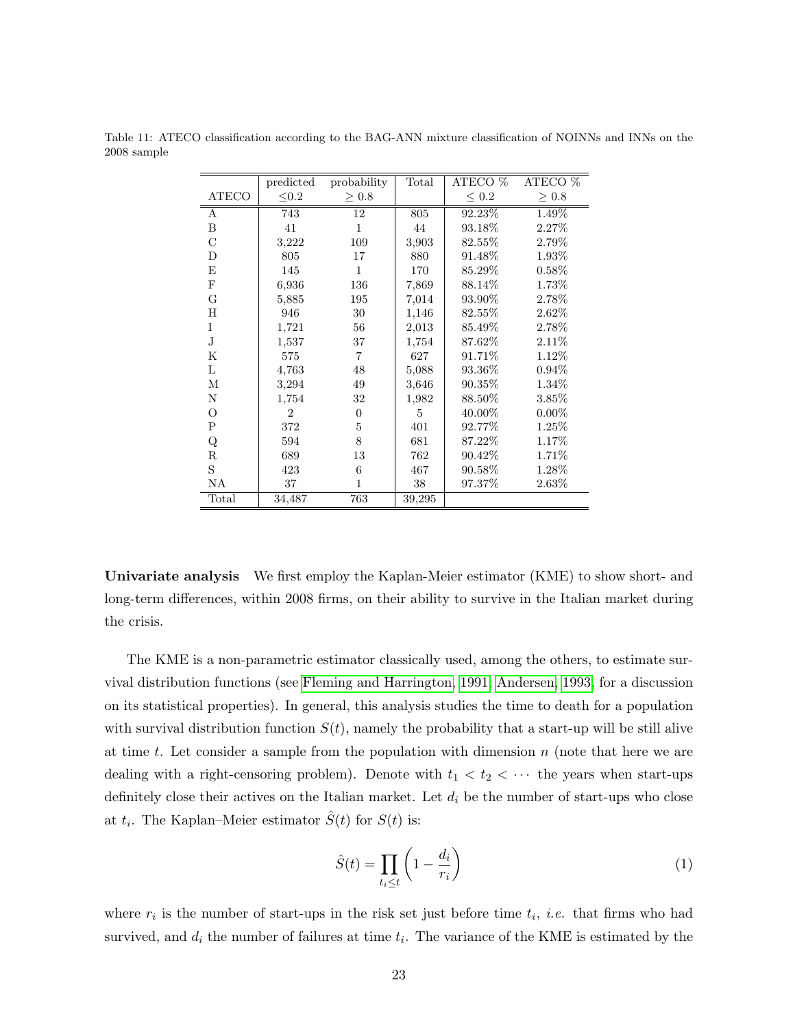Table 11: ATECO classification according to the BAG-ANN mixture classification of NOINNs and INNs on the 2008 sample

| ATECO | predicted ≤0.2 | probability ≥ 0.8 | Total | ATECO % ≤ 0.2 | ATECO % ≥ 0.8 |
|---|---|---|---|---|---|
| A | 743 | 12 | 805 | 92.23% | 1.49% |
| B | 41 | 1 | 44 | 93.18% | 2.27% |
| C | 3,222 | 109 | 3,903 | 82.55% | 2.79% |
| D | 805 | 17 | 880 | 91.48% | 1.93% |
| E | 145 | 1 | 170 | 85.29% | 0.58% |
| F | 6,936 | 136 | 7,869 | 88.14% | 1.73% |
| G | 5,885 | 195 | 7,014 | 93.90% | 2.78% |
| H | 946 | 30 | 1,146 | 82.55% | 2.62% |
| I | 1,721 | 56 | 2,013 | 85.49% | 2.78% |
| J | 1,537 | 37 | 1,754 | 87.62% | 2.11% |
| K | 575 | 7 | 627 | 91.71% | 1.12% |
| L | 4,763 | 48 | 5,088 | 93.36% | 0.94% |
| M | 3,294 | 49 | 3,646 | 90.35% | 1.34% |
| N | 1,754 | 32 | 1,982 | 88.50% | 3.85% |
| O | 2 | 0 | 5 | 40.00% | 0.00% |
| P | 372 | 5 | 401 | 92.77% | 1.25% |
| Q | 594 | 8 | 681 | 87.22% | 1.17% |
| R | 689 | 13 | 762 | 90.42% | 1.71% |
| S | 423 | 6 | 467 | 90.58% | 1.28% |
| NA | 37 | 1 | 38 | 97.37% | 2.63% |
| Total | 34,487 | 763 | 39,295 | | |

**Univariate analysis** We first employ the Kaplan-Meier estimator (KME) to show short- and long-term differences, within 2008 firms, on their ability to survive in the Italian market during the crisis.

The KME is a non-parametric estimator classically used, among the others, to estimate survival distribution functions (see Fleming and Harrington, 1991; Andersen, 1993, for a discussion on its statistical properties). In general, this analysis studies the time to death for a population with survival distribution function $S(t)$, namely the probability that a start-up will be still alive at time $t$. Let consider a sample from the population with dimension $n$ (note that here we are dealing with a right-censoring problem). Denote with $t_1 < t_2 < \cdots$ the years when start-ups definitely close their actives on the Italian market. Let $d_i$ be the number of start-ups who close at $t_i$. The Kaplan–Meier estimator $\hat{S}(t)$ for $S(t)$ is:

$$\hat{S}(t) = \prod_{t_i \leq t} \left(1 - \frac{d_i}{r_i}\right) \tag{1}$$

where $r_i$ is the number of start-ups in the risk set just before time $t_i$, *i.e.* that firms who had survived, and $d_i$ the number of failures at time $t_i$. The variance of the KME is estimated by the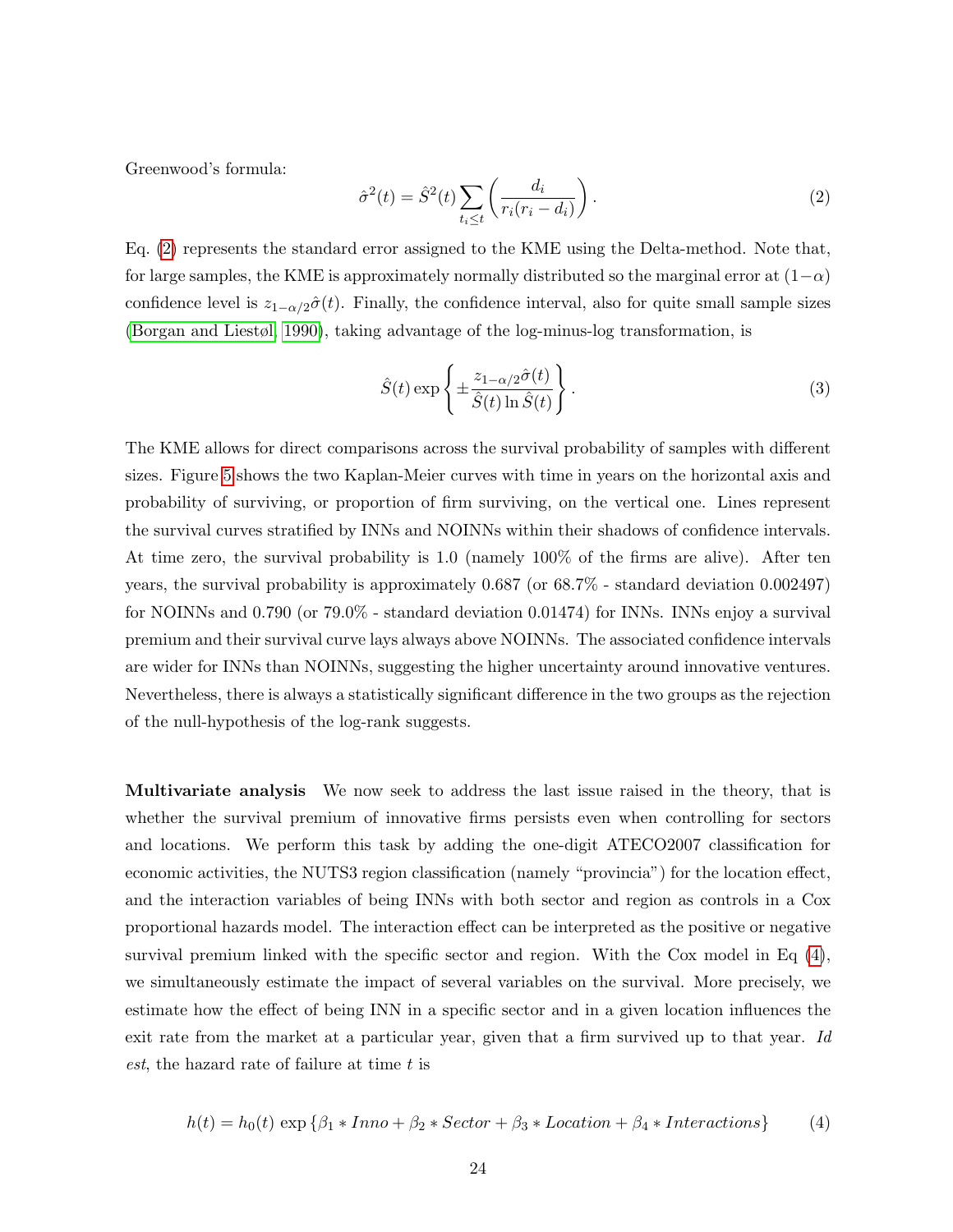Greenwood's formula:

$$\hat{\sigma}^2(t) = \hat{S}^2(t) \sum_{t_i \leq t} \left( \frac{d_i}{r_i(r_i - d_i)} \right). \tag{2}$$

Eq. (2) represents the standard error assigned to the KME using the Delta-method. Note that, for large samples, the KME is approximately normally distributed so the marginal error at $(1-\alpha)$ confidence level is $z_{1-\alpha/2}\hat{\sigma}(t)$. Finally, the confidence interval, also for quite small sample sizes (Borgan and Liestøl, 1990), taking advantage of the log-minus-log transformation, is

$$\hat{S}(t) \exp\left\{ \pm \frac{z_{1-\alpha/2}\hat{\sigma}(t)}{\hat{S}(t) \ln \hat{S}(t)} \right\}. \tag{3}$$

The KME allows for direct comparisons across the survival probability of samples with different sizes. Figure 5 shows the two Kaplan-Meier curves with time in years on the horizontal axis and probability of surviving, or proportion of firm surviving, on the vertical one. Lines represent the survival curves stratified by INNs and NOINNs within their shadows of confidence intervals. At time zero, the survival probability is 1.0 (namely 100% of the firms are alive). After ten years, the survival probability is approximately 0.687 (or 68.7% - standard deviation 0.002497) for NOINNs and 0.790 (or 79.0% - standard deviation 0.01474) for INNs. INNs enjoy a survival premium and their survival curve lays always above NOINNs. The associated confidence intervals are wider for INNs than NOINNs, suggesting the higher uncertainty around innovative ventures. Nevertheless, there is always a statistically significant difference in the two groups as the rejection of the null-hypothesis of the log-rank suggests.

**Multivariate analysis** We now seek to address the last issue raised in the theory, that is whether the survival premium of innovative firms persists even when controlling for sectors and locations. We perform this task by adding the one-digit ATECO2007 classification for economic activities, the NUTS3 region classification (namely "provincia") for the location effect, and the interaction variables of being INNs with both sector and region as controls in a Cox proportional hazards model. The interaction effect can be interpreted as the positive or negative survival premium linked with the specific sector and region. With the Cox model in Eq (4), we simultaneously estimate the impact of several variables on the survival. More precisely, we estimate how the effect of being INN in a specific sector and in a given location influences the exit rate from the market at a particular year, given that a firm survived up to that year. *Id est*, the hazard rate of failure at time $t$ is

$$h(t) = h_0(t) \exp\{\beta_1 * Inno + \beta_2 * Sector + \beta_3 * Location + \beta_4 * Interactions\} \tag{4}$$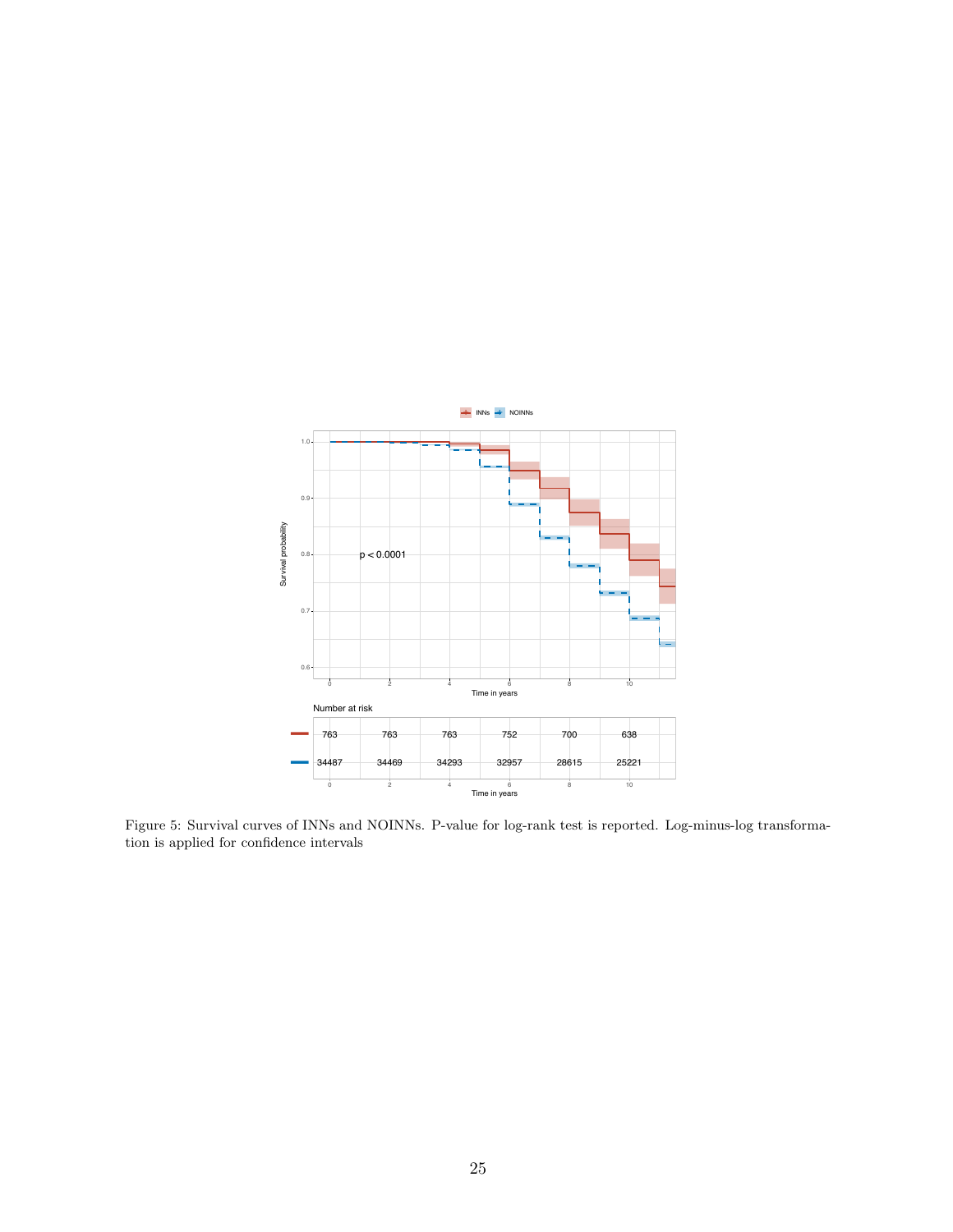Figure 5: Survival curves of INNs and NOINNs. P-value for log-rank test is reported. Log-minus-log transformation is applied for confidence intervals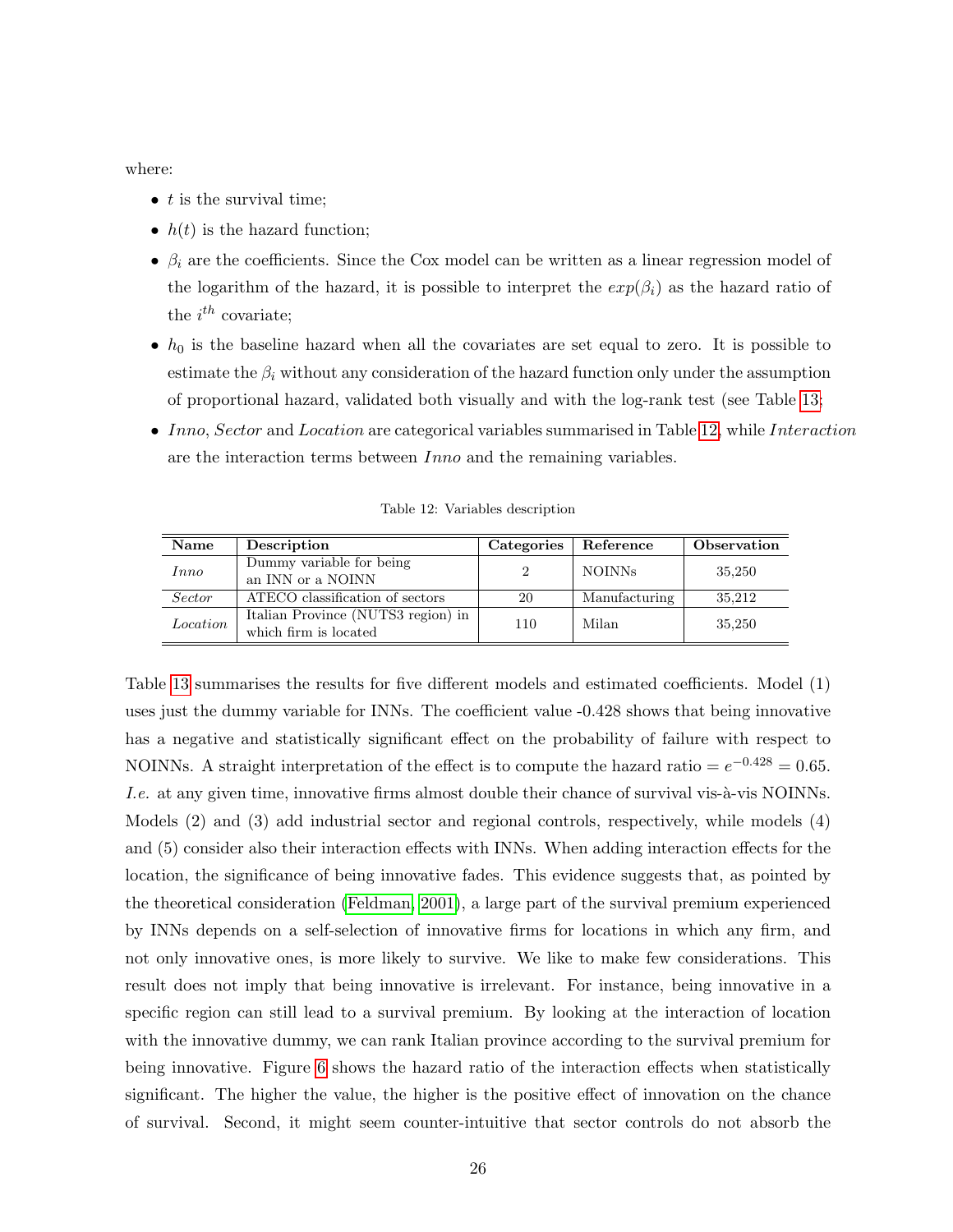where:

- $t$ is the survival time;
- $h(t)$ is the hazard function;
- $\beta_i$ are the coefficients. Since the Cox model can be written as a linear regression model of the logarithm of the hazard, it is possible to interpret the $exp(\beta_i)$ as the hazard ratio of the $i^{th}$ covariate;
- $h_0$ is the baseline hazard when all the covariates are set equal to zero. It is possible to estimate the $\beta_i$ without any consideration of the hazard function only under the assumption of proportional hazard, validated both visually and with the log-rank test (see Table 13;
- *Inno*, *Sector* and *Location* are categorical variables summarised in Table 12, while *Interaction* are the interaction terms between *Inno* and the remaining variables.

Table 12: Variables description

| Name | Description | Categories | Reference | Observation |
|---|---|---|---|---|
| *Inno* | Dummy variable for being an INN or a NOINN | 2 | NOINNs | 35,250 |
| *Sector* | ATECO classification of sectors | 20 | Manufacturing | 35,212 |
| *Location* | Italian Province (NUTS3 region) in which firm is located | 110 | Milan | 35,250 |

Table 13 summarises the results for five different models and estimated coefficients. Model (1) uses just the dummy variable for INNs. The coefficient value -0.428 shows that being innovative has a negative and statistically significant effect on the probability of failure with respect to NOINNs. A straight interpretation of the effect is to compute the hazard ratio $= e^{-0.428} = 0.65$. *I.e.* at any given time, innovative firms almost double their chance of survival vis-à-vis NOINNs. Models (2) and (3) add industrial sector and regional controls, respectively, while models (4) and (5) consider also their interaction effects with INNs. When adding interaction effects for the location, the significance of being innovative fades. This evidence suggests that, as pointed by the theoretical consideration (Feldman, 2001), a large part of the survival premium experienced by INNs depends on a self-selection of innovative firms for locations in which any firm, and not only innovative ones, is more likely to survive. We like to make few considerations. This result does not imply that being innovative is irrelevant. For instance, being innovative in a specific region can still lead to a survival premium. By looking at the interaction of location with the innovative dummy, we can rank Italian province according to the survival premium for being innovative. Figure 6 shows the hazard ratio of the interaction effects when statistically significant. The higher the value, the higher is the positive effect of innovation on the chance of survival. Second, it might seem counter-intuitive that sector controls do not absorb the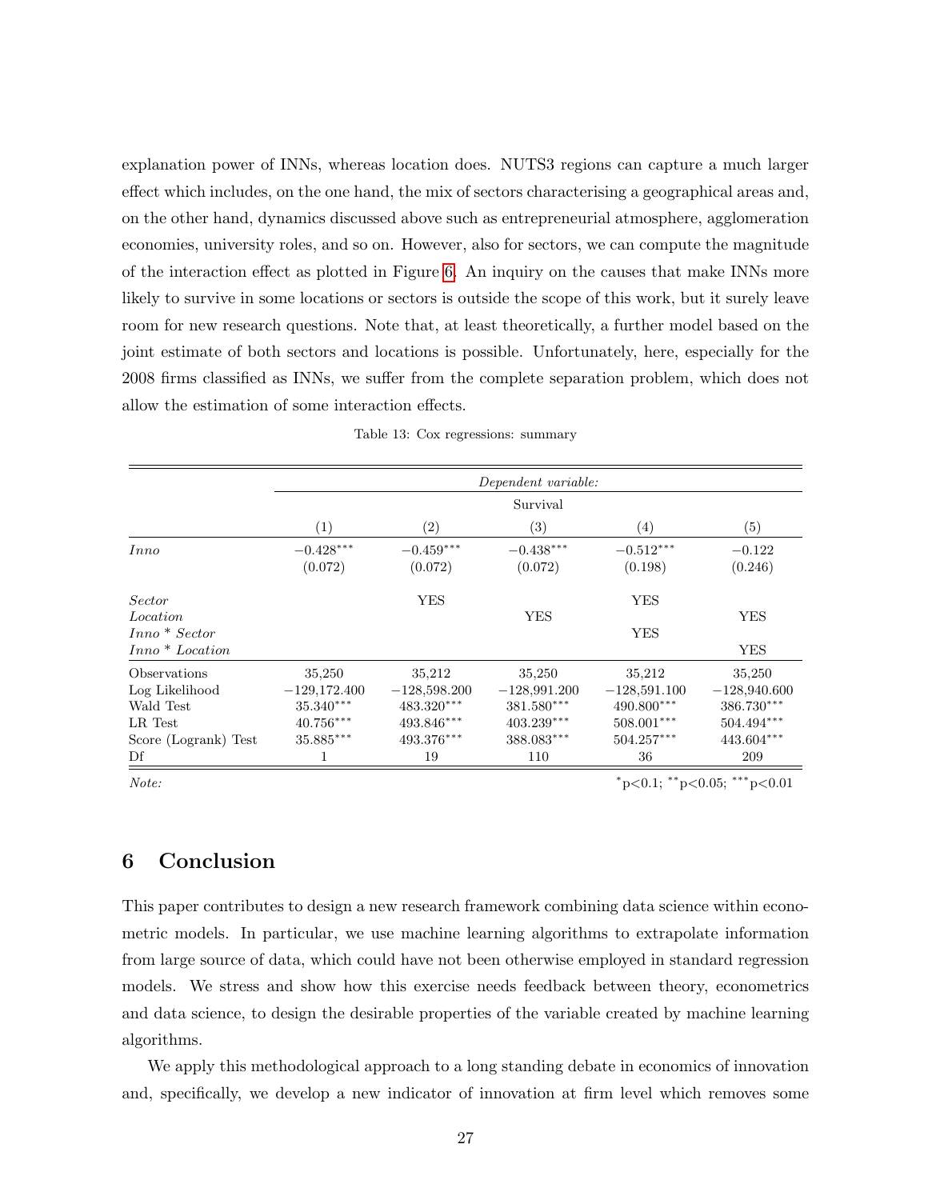explanation power of INNs, whereas location does. NUTS3 regions can capture a much larger effect which includes, on the one hand, the mix of sectors characterising a geographical areas and, on the other hand, dynamics discussed above such as entrepreneurial atmosphere, agglomeration economies, university roles, and so on. However, also for sectors, we can compute the magnitude of the interaction effect as plotted in Figure 6. An inquiry on the causes that make INNs more likely to survive in some locations or sectors is outside the scope of this work, but it surely leave room for new research questions. Note that, at least theoretically, a further model based on the joint estimate of both sectors and locations is possible. Unfortunately, here, especially for the 2008 firms classified as INNs, we suffer from the complete separation problem, which does not allow the estimation of some interaction effects.

Table 13: Cox regressions: summary

| | *Dependent variable:* | | | | |
|---|---|---|---|---|---|
| | Survival | | | | |
| | (1) | (2) | (3) | (4) | (5) |
| *Inno* | $-0.428^{***}$ | $-0.459^{***}$ | $-0.438^{***}$ | $-0.512^{***}$ | $-0.122$ |
| | (0.072) | (0.072) | (0.072) | (0.198) | (0.246) |
| *Sector* | | YES | | YES | |
| *Location* | | | YES | | YES |
| *Inno * Sector* | | | | YES | |
| *Inno * Location* | | | | | YES |
| Observations | 35,250 | 35,212 | 35,250 | 35,212 | 35,250 |
| Log Likelihood | $-129{,}172.400$ | $-128{,}598.200$ | $-128{,}991.200$ | $-128{,}591.100$ | $-128{,}940.600$ |
| Wald Test | $35.340^{***}$ | $483.320^{***}$ | $381.580^{***}$ | $490.800^{***}$ | $386.730^{***}$ |
| LR Test | $40.756^{***}$ | $493.846^{***}$ | $403.239^{***}$ | $508.001^{***}$ | $504.494^{***}$ |
| Score (Logrank) Test | $35.885^{***}$ | $493.376^{***}$ | $388.083^{***}$ | $504.257^{***}$ | $443.604^{***}$ |
| Df | 1 | 19 | 110 | 36 | 209 |

*Note:* $^{*}$p<0.1; $^{**}$p<0.05; $^{***}$p<0.01

## 6 Conclusion

This paper contributes to design a new research framework combining data science within econometric models. In particular, we use machine learning algorithms to extrapolate information from large source of data, which could have not been otherwise employed in standard regression models. We stress and show how this exercise needs feedback between theory, econometrics and data science, to design the desirable properties of the variable created by machine learning algorithms.

We apply this methodological approach to a long standing debate in economics of innovation and, specifically, we develop a new indicator of innovation at firm level which removes some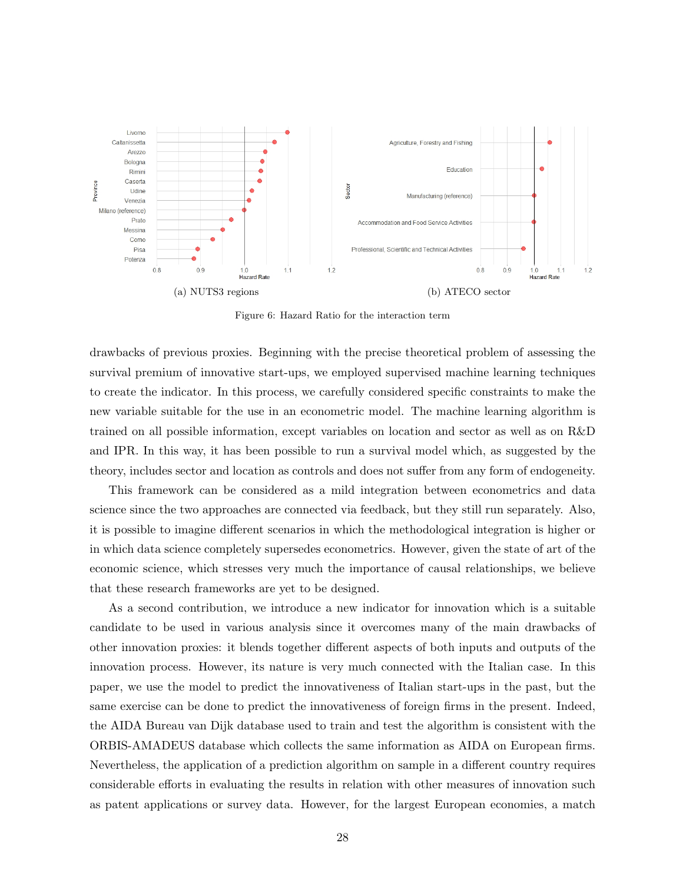(a) NUTS3 regions

(b) ATECO sector

Figure 6: Hazard Ratio for the interaction term

drawbacks of previous proxies. Beginning with the precise theoretical problem of assessing the survival premium of innovative start-ups, we employed supervised machine learning techniques to create the indicator. In this process, we carefully considered specific constraints to make the new variable suitable for the use in an econometric model. The machine learning algorithm is trained on all possible information, except variables on location and sector as well as on R&D and IPR. In this way, it has been possible to run a survival model which, as suggested by the theory, includes sector and location as controls and does not suffer from any form of endogeneity.

This framework can be considered as a mild integration between econometrics and data science since the two approaches are connected via feedback, but they still run separately. Also, it is possible to imagine different scenarios in which the methodological integration is higher or in which data science completely supersedes econometrics. However, given the state of art of the economic science, which stresses very much the importance of causal relationships, we believe that these research frameworks are yet to be designed.

As a second contribution, we introduce a new indicator for innovation which is a suitable candidate to be used in various analysis since it overcomes many of the main drawbacks of other innovation proxies: it blends together different aspects of both inputs and outputs of the innovation process. However, its nature is very much connected with the Italian case. In this paper, we use the model to predict the innovativeness of Italian start-ups in the past, but the same exercise can be done to predict the innovativeness of foreign firms in the present. Indeed, the AIDA Bureau van Dijk database used to train and test the algorithm is consistent with the ORBIS-AMADEUS database which collects the same information as AIDA on European firms. Nevertheless, the application of a prediction algorithm on sample in a different country requires considerable efforts in evaluating the results in relation with other measures of innovation such as patent applications or survey data. However, for the largest European economies, a match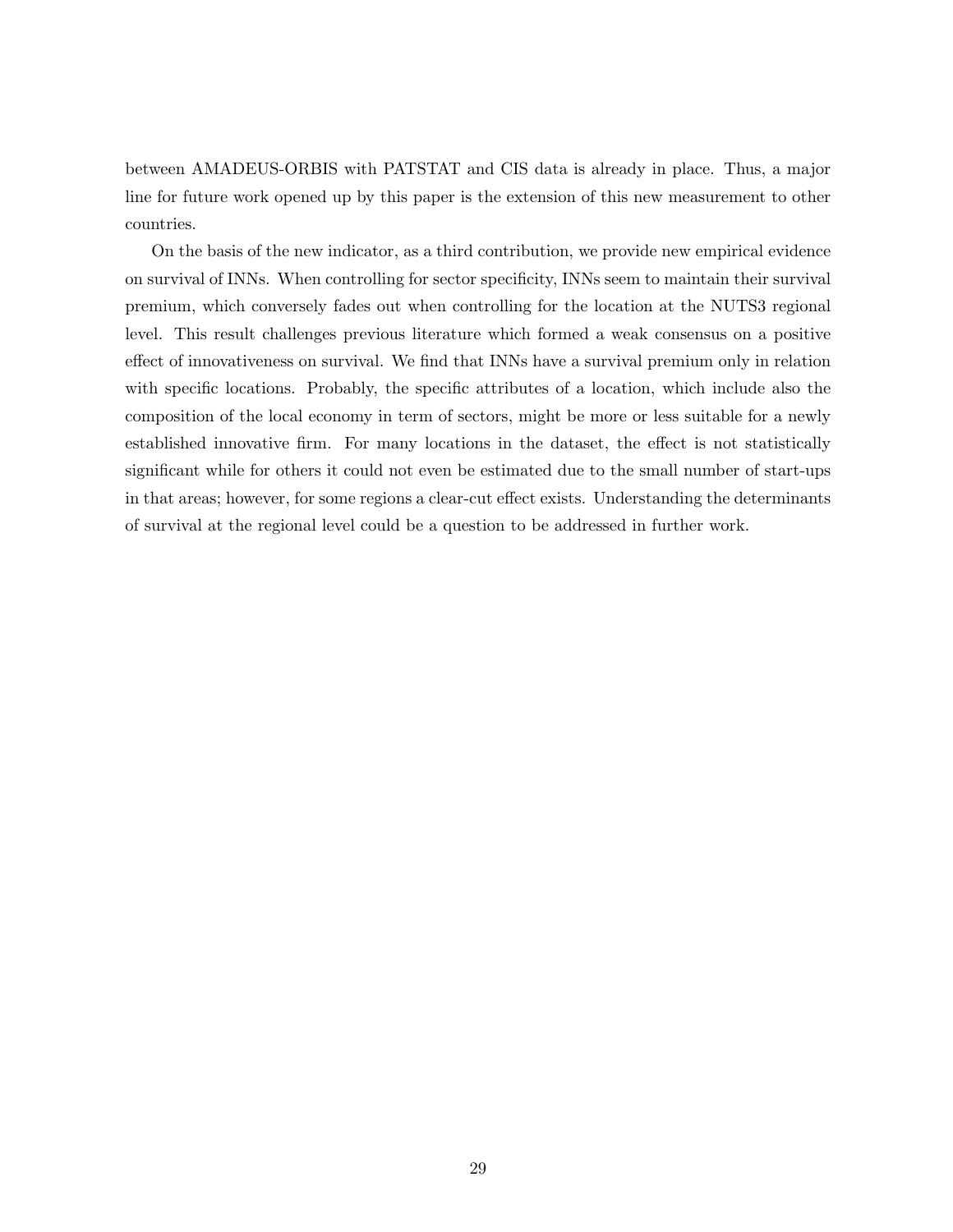between AMADEUS-ORBIS with PATSTAT and CIS data is already in place. Thus, a major line for future work opened up by this paper is the extension of this new measurement to other countries.

On the basis of the new indicator, as a third contribution, we provide new empirical evidence on survival of INNs. When controlling for sector specificity, INNs seem to maintain their survival premium, which conversely fades out when controlling for the location at the NUTS3 regional level. This result challenges previous literature which formed a weak consensus on a positive effect of innovativeness on survival. We find that INNs have a survival premium only in relation with specific locations. Probably, the specific attributes of a location, which include also the composition of the local economy in term of sectors, might be more or less suitable for a newly established innovative firm. For many locations in the dataset, the effect is not statistically significant while for others it could not even be estimated due to the small number of start-ups in that areas; however, for some regions a clear-cut effect exists. Understanding the determinants of survival at the regional level could be a question to be addressed in further work.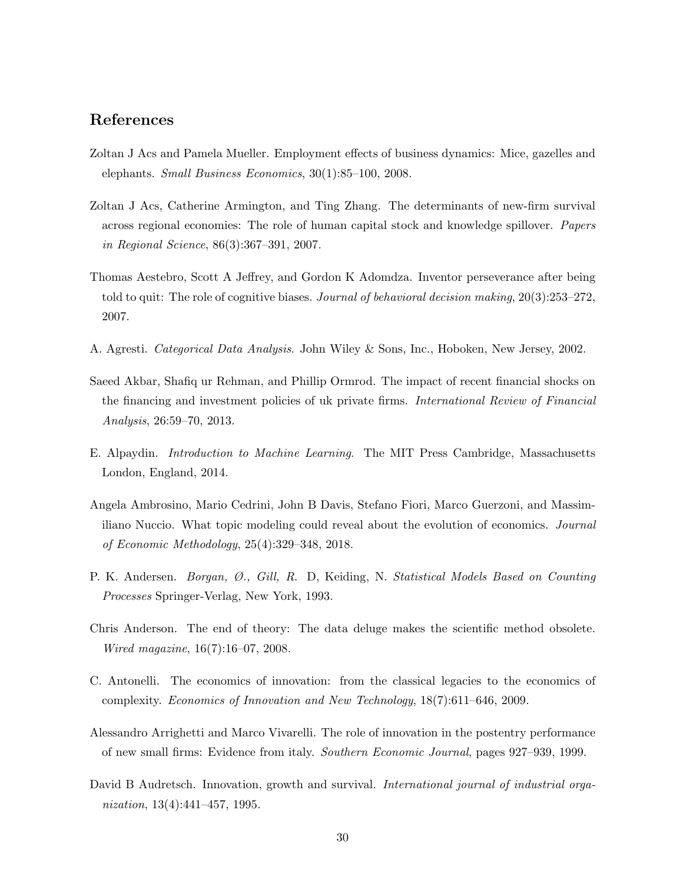## References

Zoltan J Acs and Pamela Mueller. Employment effects of business dynamics: Mice, gazelles and elephants. *Small Business Economics*, 30(1):85–100, 2008.

Zoltan J Acs, Catherine Armington, and Ting Zhang. The determinants of new-firm survival across regional economies: The role of human capital stock and knowledge spillover. *Papers in Regional Science*, 86(3):367–391, 2007.

Thomas Aestebro, Scott A Jeffrey, and Gordon K Adomdza. Inventor perseverance after being told to quit: The role of cognitive biases. *Journal of behavioral decision making*, 20(3):253–272, 2007.

A. Agresti. *Categorical Data Analysis*. John Wiley & Sons, Inc., Hoboken, New Jersey, 2002.

Saeed Akbar, Shafiq ur Rehman, and Phillip Ormrod. The impact of recent financial shocks on the financing and investment policies of uk private firms. *International Review of Financial Analysis*, 26:59–70, 2013.

E. Alpaydin. *Introduction to Machine Learning*. The MIT Press Cambridge, Massachusetts London, England, 2014.

Angela Ambrosino, Mario Cedrini, John B Davis, Stefano Fiori, Marco Guerzoni, and Massimiliano Nuccio. What topic modeling could reveal about the evolution of economics. *Journal of Economic Methodology*, 25(4):329–348, 2018.

P. K. Andersen. *Borgan, Ø., Gill, R.* D, Keiding, N. *Statistical Models Based on Counting Processes* Springer-Verlag, New York, 1993.

Chris Anderson. The end of theory: The data deluge makes the scientific method obsolete. *Wired magazine*, 16(7):16–07, 2008.

C. Antonelli. The economics of innovation: from the classical legacies to the economics of complexity. *Economics of Innovation and New Technology*, 18(7):611–646, 2009.

Alessandro Arrighetti and Marco Vivarelli. The role of innovation in the postentry performance of new small firms: Evidence from italy. *Southern Economic Journal*, pages 927–939, 1999.

David B Audretsch. Innovation, growth and survival. *International journal of industrial organization*, 13(4):441–457, 1995.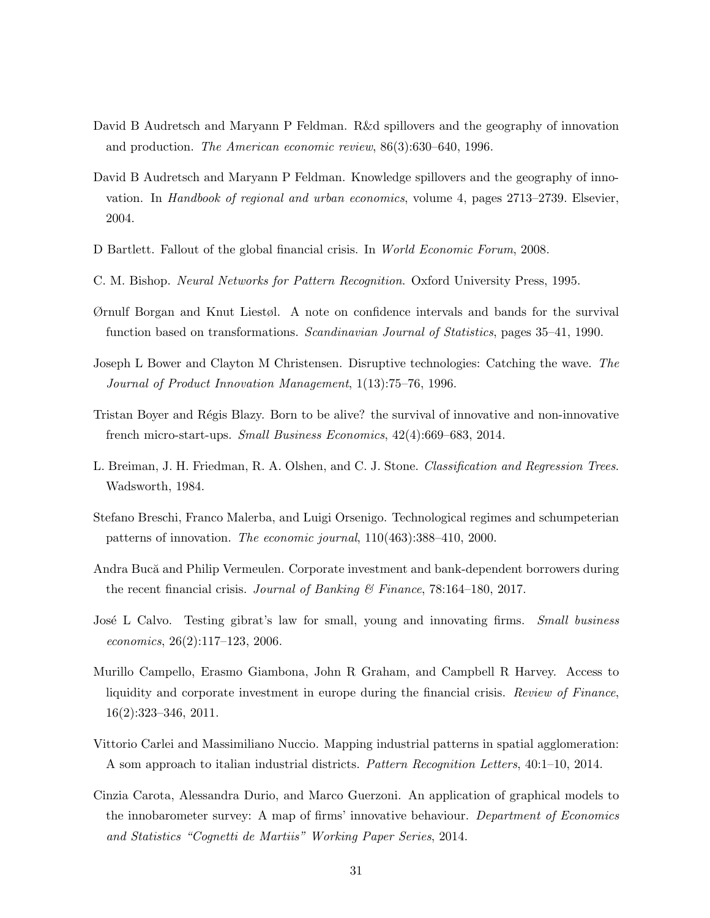David B Audretsch and Maryann P Feldman. R&d spillovers and the geography of innovation and production. *The American economic review*, 86(3):630–640, 1996.

David B Audretsch and Maryann P Feldman. Knowledge spillovers and the geography of innovation. In *Handbook of regional and urban economics*, volume 4, pages 2713–2739. Elsevier, 2004.

D Bartlett. Fallout of the global financial crisis. In *World Economic Forum*, 2008.

C. M. Bishop. *Neural Networks for Pattern Recognition*. Oxford University Press, 1995.

Ørnulf Borgan and Knut Liestøl. A note on confidence intervals and bands for the survival function based on transformations. *Scandinavian Journal of Statistics*, pages 35–41, 1990.

Joseph L Bower and Clayton M Christensen. Disruptive technologies: Catching the wave. *The Journal of Product Innovation Management*, 1(13):75–76, 1996.

Tristan Boyer and Régis Blazy. Born to be alive? the survival of innovative and non-innovative french micro-start-ups. *Small Business Economics*, 42(4):669–683, 2014.

L. Breiman, J. H. Friedman, R. A. Olshen, and C. J. Stone. *Classification and Regression Trees*. Wadsworth, 1984.

Stefano Breschi, Franco Malerba, and Luigi Orsenigo. Technological regimes and schumpeterian patterns of innovation. *The economic journal*, 110(463):388–410, 2000.

Andra Bucă and Philip Vermeulen. Corporate investment and bank-dependent borrowers during the recent financial crisis. *Journal of Banking & Finance*, 78:164–180, 2017.

José L Calvo. Testing gibrat's law for small, young and innovating firms. *Small business economics*, 26(2):117–123, 2006.

Murillo Campello, Erasmo Giambona, John R Graham, and Campbell R Harvey. Access to liquidity and corporate investment in europe during the financial crisis. *Review of Finance*, 16(2):323–346, 2011.

Vittorio Carlei and Massimiliano Nuccio. Mapping industrial patterns in spatial agglomeration: A som approach to italian industrial districts. *Pattern Recognition Letters*, 40:1–10, 2014.

Cinzia Carota, Alessandra Durio, and Marco Guerzoni. An application of graphical models to the innobarometer survey: A map of firms' innovative behaviour. *Department of Economics and Statistics "Cognetti de Martiis" Working Paper Series*, 2014.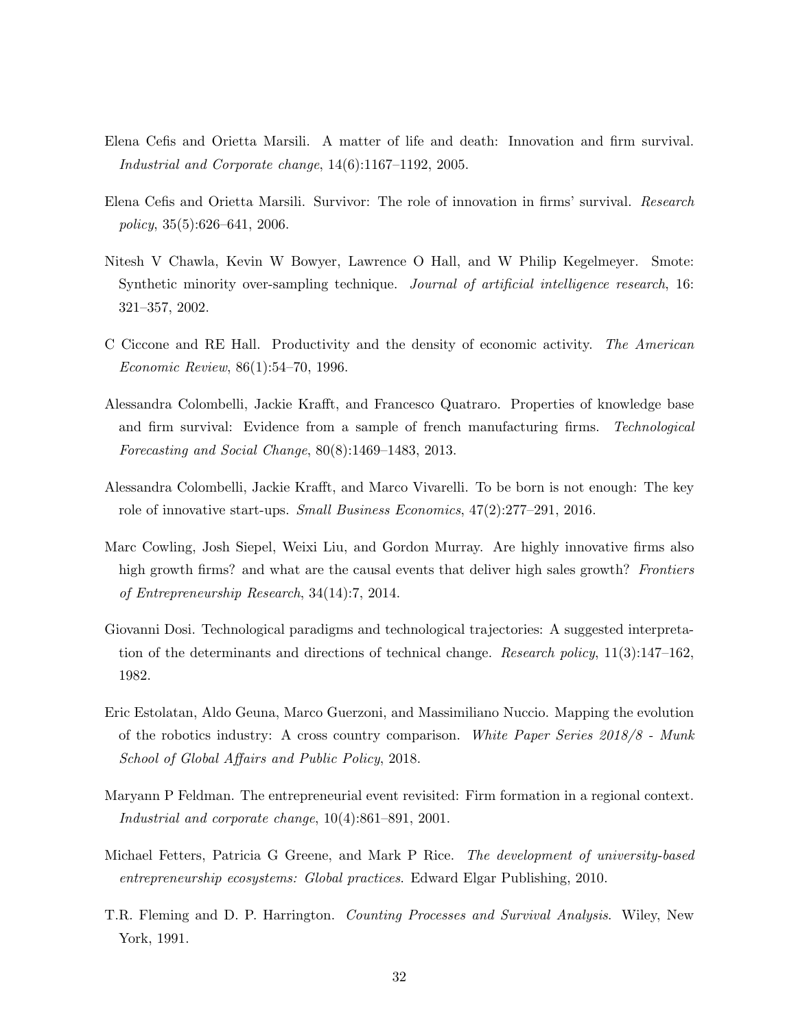Elena Cefis and Orietta Marsili. A matter of life and death: Innovation and firm survival. *Industrial and Corporate change*, 14(6):1167–1192, 2005.

Elena Cefis and Orietta Marsili. Survivor: The role of innovation in firms' survival. *Research policy*, 35(5):626–641, 2006.

Nitesh V Chawla, Kevin W Bowyer, Lawrence O Hall, and W Philip Kegelmeyer. Smote: Synthetic minority over-sampling technique. *Journal of artificial intelligence research*, 16: 321–357, 2002.

C Ciccone and RE Hall. Productivity and the density of economic activity. *The American Economic Review*, 86(1):54–70, 1996.

Alessandra Colombelli, Jackie Krafft, and Francesco Quatraro. Properties of knowledge base and firm survival: Evidence from a sample of french manufacturing firms. *Technological Forecasting and Social Change*, 80(8):1469–1483, 2013.

Alessandra Colombelli, Jackie Krafft, and Marco Vivarelli. To be born is not enough: The key role of innovative start-ups. *Small Business Economics*, 47(2):277–291, 2016.

Marc Cowling, Josh Siepel, Weixi Liu, and Gordon Murray. Are highly innovative firms also high growth firms? and what are the causal events that deliver high sales growth? *Frontiers of Entrepreneurship Research*, 34(14):7, 2014.

Giovanni Dosi. Technological paradigms and technological trajectories: A suggested interpretation of the determinants and directions of technical change. *Research policy*, 11(3):147–162, 1982.

Eric Estolatan, Aldo Geuna, Marco Guerzoni, and Massimiliano Nuccio. Mapping the evolution of the robotics industry: A cross country comparison. *White Paper Series 2018/8 - Munk School of Global Affairs and Public Policy*, 2018.

Maryann P Feldman. The entrepreneurial event revisited: Firm formation in a regional context. *Industrial and corporate change*, 10(4):861–891, 2001.

Michael Fetters, Patricia G Greene, and Mark P Rice. *The development of university-based entrepreneurship ecosystems: Global practices*. Edward Elgar Publishing, 2010.

T.R. Fleming and D. P. Harrington. *Counting Processes and Survival Analysis*. Wiley, New York, 1991.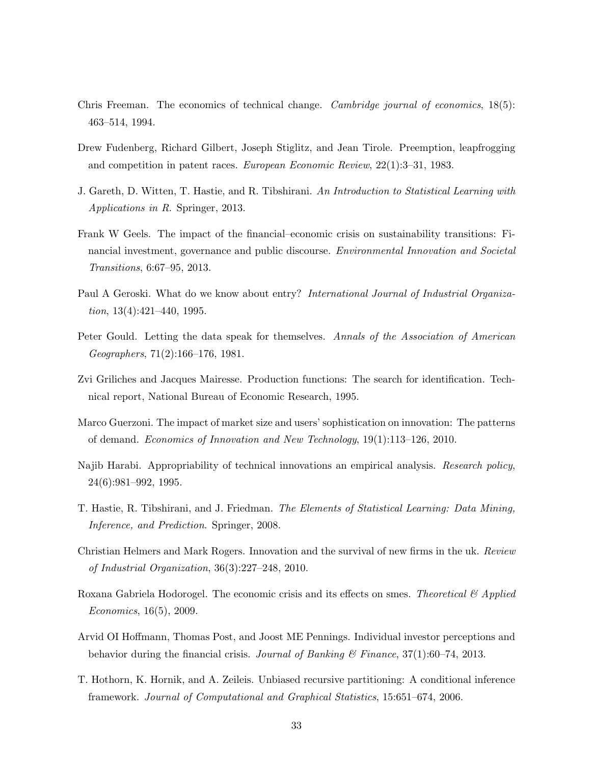Chris Freeman. The economics of technical change. *Cambridge journal of economics*, 18(5): 463–514, 1994.

Drew Fudenberg, Richard Gilbert, Joseph Stiglitz, and Jean Tirole. Preemption, leapfrogging and competition in patent races. *European Economic Review*, 22(1):3–31, 1983.

J. Gareth, D. Witten, T. Hastie, and R. Tibshirani. *An Introduction to Statistical Learning with Applications in R*. Springer, 2013.

Frank W Geels. The impact of the financial–economic crisis on sustainability transitions: Financial investment, governance and public discourse. *Environmental Innovation and Societal Transitions*, 6:67–95, 2013.

Paul A Geroski. What do we know about entry? *International Journal of Industrial Organization*, 13(4):421–440, 1995.

Peter Gould. Letting the data speak for themselves. *Annals of the Association of American Geographers*, 71(2):166–176, 1981.

Zvi Griliches and Jacques Mairesse. Production functions: The search for identification. Technical report, National Bureau of Economic Research, 1995.

Marco Guerzoni. The impact of market size and users' sophistication on innovation: The patterns of demand. *Economics of Innovation and New Technology*, 19(1):113–126, 2010.

Najib Harabi. Appropriability of technical innovations an empirical analysis. *Research policy*, 24(6):981–992, 1995.

T. Hastie, R. Tibshirani, and J. Friedman. *The Elements of Statistical Learning: Data Mining, Inference, and Prediction*. Springer, 2008.

Christian Helmers and Mark Rogers. Innovation and the survival of new firms in the uk. *Review of Industrial Organization*, 36(3):227–248, 2010.

Roxana Gabriela Hodorogel. The economic crisis and its effects on smes. *Theoretical & Applied Economics*, 16(5), 2009.

Arvid OI Hoffmann, Thomas Post, and Joost ME Pennings. Individual investor perceptions and behavior during the financial crisis. *Journal of Banking & Finance*, 37(1):60–74, 2013.

T. Hothorn, K. Hornik, and A. Zeileis. Unbiased recursive partitioning: A conditional inference framework. *Journal of Computational and Graphical Statistics*, 15:651–674, 2006.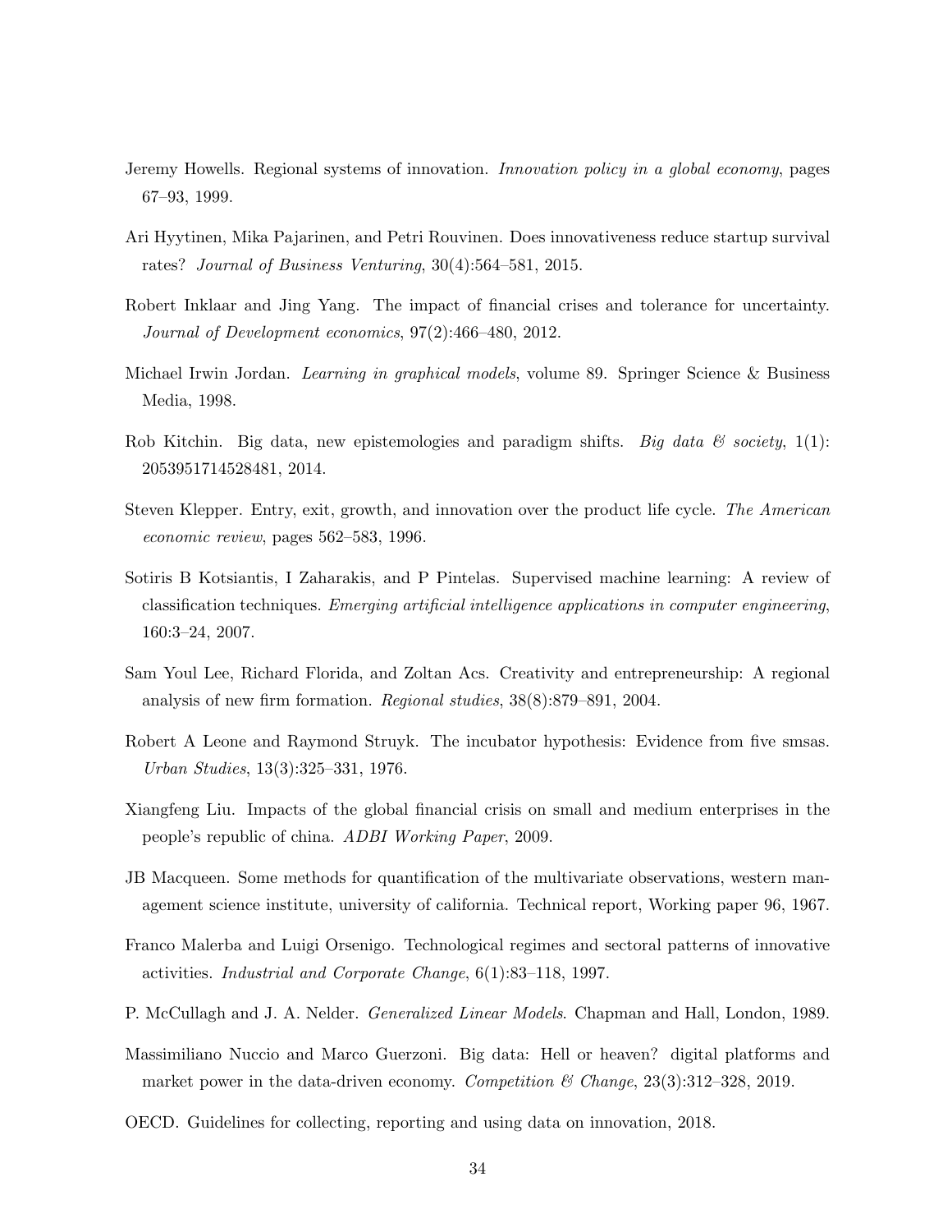Jeremy Howells. Regional systems of innovation. *Innovation policy in a global economy*, pages 67–93, 1999.

Ari Hyytinen, Mika Pajarinen, and Petri Rouvinen. Does innovativeness reduce startup survival rates? *Journal of Business Venturing*, 30(4):564–581, 2015.

Robert Inklaar and Jing Yang. The impact of financial crises and tolerance for uncertainty. *Journal of Development economics*, 97(2):466–480, 2012.

Michael Irwin Jordan. *Learning in graphical models*, volume 89. Springer Science & Business Media, 1998.

Rob Kitchin. Big data, new epistemologies and paradigm shifts. *Big data & society*, 1(1): 2053951714528481, 2014.

Steven Klepper. Entry, exit, growth, and innovation over the product life cycle. *The American economic review*, pages 562–583, 1996.

Sotiris B Kotsiantis, I Zaharakis, and P Pintelas. Supervised machine learning: A review of classification techniques. *Emerging artificial intelligence applications in computer engineering*, 160:3–24, 2007.

Sam Youl Lee, Richard Florida, and Zoltan Acs. Creativity and entrepreneurship: A regional analysis of new firm formation. *Regional studies*, 38(8):879–891, 2004.

Robert A Leone and Raymond Struyk. The incubator hypothesis: Evidence from five smsas. *Urban Studies*, 13(3):325–331, 1976.

Xiangfeng Liu. Impacts of the global financial crisis on small and medium enterprises in the people's republic of china. *ADBI Working Paper*, 2009.

JB Macqueen. Some methods for quantification of the multivariate observations, western management science institute, university of california. Technical report, Working paper 96, 1967.

Franco Malerba and Luigi Orsenigo. Technological regimes and sectoral patterns of innovative activities. *Industrial and Corporate Change*, 6(1):83–118, 1997.

P. McCullagh and J. A. Nelder. *Generalized Linear Models*. Chapman and Hall, London, 1989.

Massimiliano Nuccio and Marco Guerzoni. Big data: Hell or heaven? digital platforms and market power in the data-driven economy. *Competition & Change*, 23(3):312–328, 2019.

OECD. Guidelines for collecting, reporting and using data on innovation, 2018.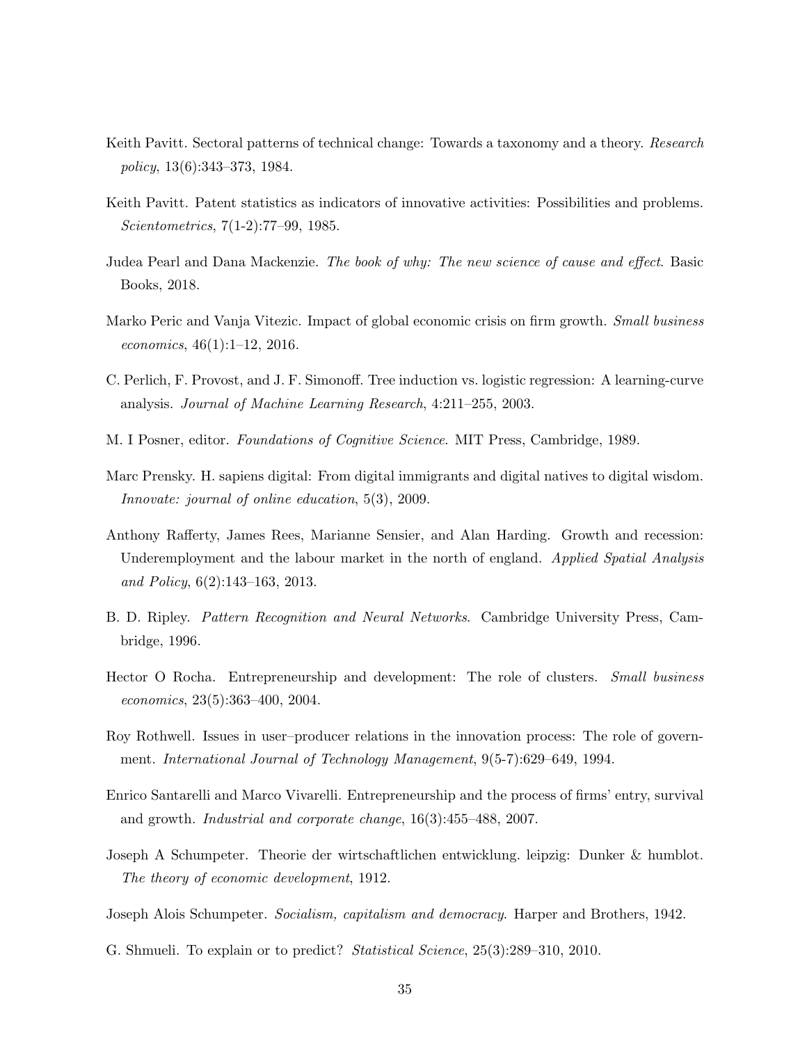Keith Pavitt. Sectoral patterns of technical change: Towards a taxonomy and a theory. *Research policy*, 13(6):343–373, 1984.

Keith Pavitt. Patent statistics as indicators of innovative activities: Possibilities and problems. *Scientometrics*, 7(1-2):77–99, 1985.

Judea Pearl and Dana Mackenzie. *The book of why: The new science of cause and effect*. Basic Books, 2018.

Marko Peric and Vanja Vitezic. Impact of global economic crisis on firm growth. *Small business economics*, 46(1):1–12, 2016.

C. Perlich, F. Provost, and J. F. Simonoff. Tree induction vs. logistic regression: A learning-curve analysis. *Journal of Machine Learning Research*, 4:211–255, 2003.

M. I Posner, editor. *Foundations of Cognitive Science*. MIT Press, Cambridge, 1989.

Marc Prensky. H. sapiens digital: From digital immigrants and digital natives to digital wisdom. *Innovate: journal of online education*, 5(3), 2009.

Anthony Rafferty, James Rees, Marianne Sensier, and Alan Harding. Growth and recession: Underemployment and the labour market in the north of england. *Applied Spatial Analysis and Policy*, 6(2):143–163, 2013.

B. D. Ripley. *Pattern Recognition and Neural Networks*. Cambridge University Press, Cambridge, 1996.

Hector O Rocha. Entrepreneurship and development: The role of clusters. *Small business economics*, 23(5):363–400, 2004.

Roy Rothwell. Issues in user–producer relations in the innovation process: The role of government. *International Journal of Technology Management*, 9(5-7):629–649, 1994.

Enrico Santarelli and Marco Vivarelli. Entrepreneurship and the process of firms' entry, survival and growth. *Industrial and corporate change*, 16(3):455–488, 2007.

Joseph A Schumpeter. Theorie der wirtschaftlichen entwicklung. leipzig: Dunker & humblot. *The theory of economic development*, 1912.

Joseph Alois Schumpeter. *Socialism, capitalism and democracy*. Harper and Brothers, 1942.

G. Shmueli. To explain or to predict? *Statistical Science*, 25(3):289–310, 2010.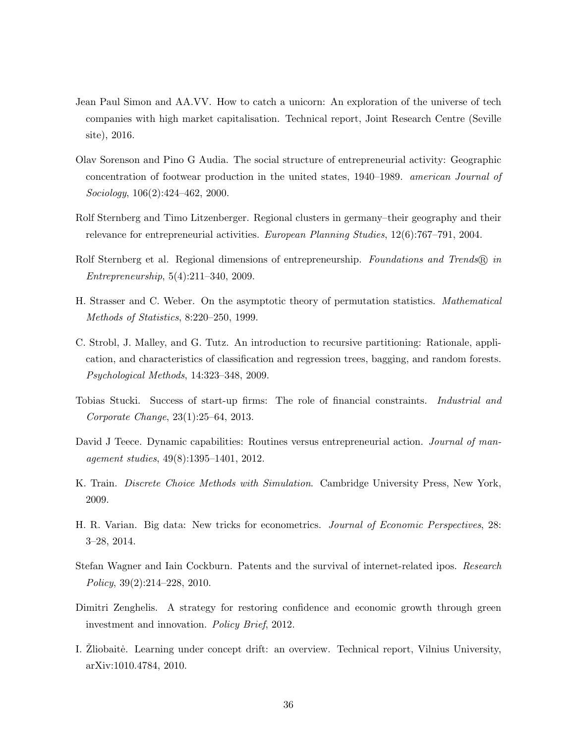Jean Paul Simon and AA.VV. How to catch a unicorn: An exploration of the universe of tech companies with high market capitalisation. Technical report, Joint Research Centre (Seville site), 2016.

Olav Sorenson and Pino G Audia. The social structure of entrepreneurial activity: Geographic concentration of footwear production in the united states, 1940–1989. *american Journal of Sociology*, 106(2):424–462, 2000.

Rolf Sternberg and Timo Litzenberger. Regional clusters in germany–their geography and their relevance for entrepreneurial activities. *European Planning Studies*, 12(6):767–791, 2004.

Rolf Sternberg et al. Regional dimensions of entrepreneurship. *Foundations and Trends® in Entrepreneurship*, 5(4):211–340, 2009.

H. Strasser and C. Weber. On the asymptotic theory of permutation statistics. *Mathematical Methods of Statistics*, 8:220–250, 1999.

C. Strobl, J. Malley, and G. Tutz. An introduction to recursive partitioning: Rationale, application, and characteristics of classification and regression trees, bagging, and random forests. *Psychological Methods*, 14:323–348, 2009.

Tobias Stucki. Success of start-up firms: The role of financial constraints. *Industrial and Corporate Change*, 23(1):25–64, 2013.

David J Teece. Dynamic capabilities: Routines versus entrepreneurial action. *Journal of management studies*, 49(8):1395–1401, 2012.

K. Train. *Discrete Choice Methods with Simulation*. Cambridge University Press, New York, 2009.

H. R. Varian. Big data: New tricks for econometrics. *Journal of Economic Perspectives*, 28: 3–28, 2014.

Stefan Wagner and Iain Cockburn. Patents and the survival of internet-related ipos. *Research Policy*, 39(2):214–228, 2010.

Dimitri Zenghelis. A strategy for restoring confidence and economic growth through green investment and innovation. *Policy Brief*, 2012.

I. Žliobaitė. Learning under concept drift: an overview. Technical report, Vilnius University, arXiv:1010.4784, 2010.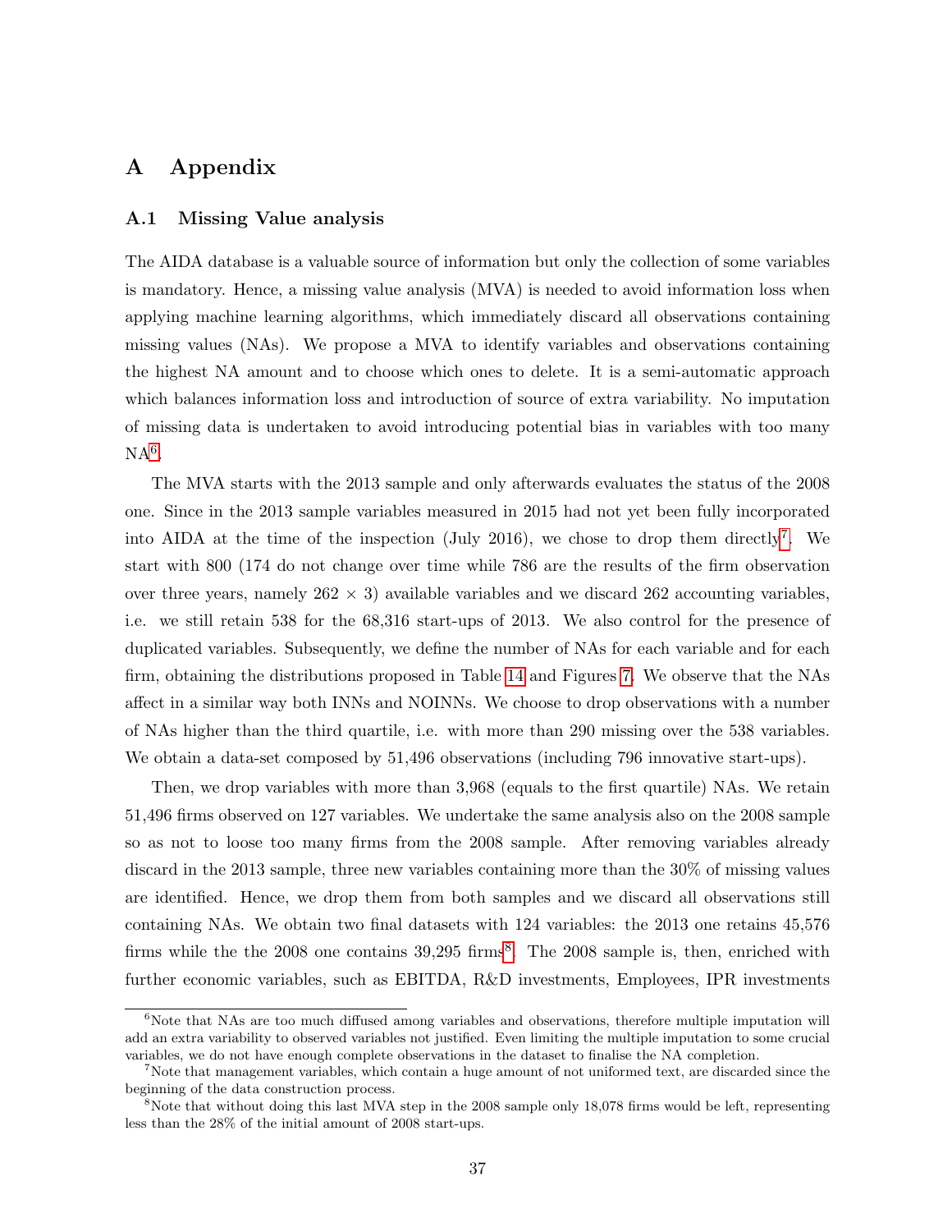# A Appendix

## A.1 Missing Value analysis

The AIDA database is a valuable source of information but only the collection of some variables is mandatory. Hence, a missing value analysis (MVA) is needed to avoid information loss when applying machine learning algorithms, which immediately discard all observations containing missing values (NAs). We propose a MVA to identify variables and observations containing the highest NA amount and to choose which ones to delete. It is a semi-automatic approach which balances information loss and introduction of source of extra variability. No imputation of missing data is undertaken to avoid introducing potential bias in variables with too many NA[6].

The MVA starts with the 2013 sample and only afterwards evaluates the status of the 2008 one. Since in the 2013 sample variables measured in 2015 had not yet been fully incorporated into AIDA at the time of the inspection (July 2016), we chose to drop them directly[7]. We start with 800 (174 do not change over time while 786 are the results of the firm observation over three years, namely 262 × 3) available variables and we discard 262 accounting variables, i.e. we still retain 538 for the 68,316 start-ups of 2013. We also control for the presence of duplicated variables. Subsequently, we define the number of NAs for each variable and for each firm, obtaining the distributions proposed in Table 14 and Figures 7. We observe that the NAs affect in a similar way both INNs and NOINNs. We choose to drop observations with a number of NAs higher than the third quartile, i.e. with more than 290 missing over the 538 variables. We obtain a data-set composed by 51,496 observations (including 796 innovative start-ups).

Then, we drop variables with more than 3,968 (equals to the first quartile) NAs. We retain 51,496 firms observed on 127 variables. We undertake the same analysis also on the 2008 sample so as not to loose too many firms from the 2008 sample. After removing variables already discard in the 2013 sample, three new variables containing more than the 30% of missing values are identified. Hence, we drop them from both samples and we discard all observations still containing NAs. We obtain two final datasets with 124 variables: the 2013 one retains 45,576 firms while the the 2008 one contains 39,295 firms[8]. The 2008 sample is, then, enriched with further economic variables, such as EBITDA, R&D investments, Employees, IPR investments

---

[6] Note that NAs are too much diffused among variables and observations, therefore multiple imputation will add an extra variability to observed variables not justified. Even limiting the multiple imputation to some crucial variables, we do not have enough complete observations in the dataset to finalise the NA completion.

[7] Note that management variables, which contain a huge amount of not uniformed text, are discarded since the beginning of the data construction process.

[8] Note that without doing this last MVA step in the 2008 sample only 18,078 firms would be left, representing less than the 28% of the initial amount of 2008 start-ups.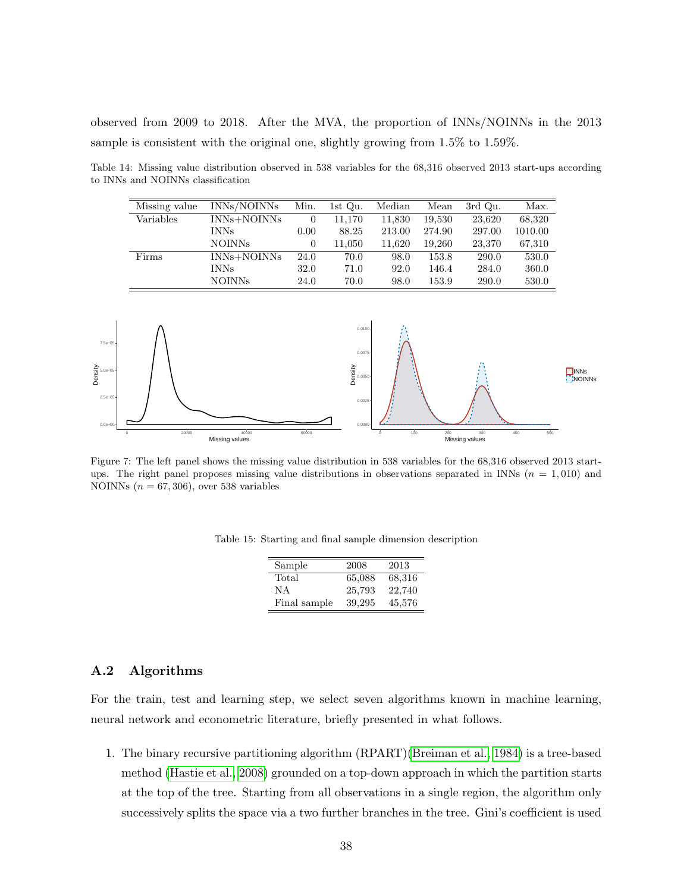observed from 2009 to 2018. After the MVA, the proportion of INNs/NOINNs in the 2013 sample is consistent with the original one, slightly growing from 1.5% to 1.59%.

Table 14: Missing value distribution observed in 538 variables for the 68,316 observed 2013 start-ups according to INNs and NOINNs classification

| Missing value | INNs/NOINNs | Min. | 1st Qu. | Median | Mean | 3rd Qu. | Max. |
|---|---|---|---|---|---|---|---|
| Variables | INNs+NOINNs | 0 | 11,170 | 11,830 | 19,530 | 23,620 | 68,320 |
| | INNs | 0.00 | 88.25 | 213.00 | 274.90 | 297.00 | 1010.00 |
| | NOINNs | 0 | 11,050 | 11,620 | 19,260 | 23,370 | 67,310 |
| Firms | INNs+NOINNs | 24.0 | 70.0 | 98.0 | 153.8 | 290.0 | 530.0 |
| | INNs | 32.0 | 71.0 | 92.0 | 146.4 | 284.0 | 360.0 |
| | NOINNs | 24.0 | 70.0 | 98.0 | 153.9 | 290.0 | 530.0 |

Figure 7: The left panel shows the missing value distribution in 538 variables for the 68,316 observed 2013 start-ups. The right panel proposes missing value distributions in observations separated in INNs ($n = 1,010$) and NOINNs ($n = 67,306$), over 538 variables

Table 15: Starting and final sample dimension description

| Sample | 2008 | 2013 |
|---|---|---|
| Total | 65,088 | 68,316 |
| NA | 25,793 | 22,740 |
| Final sample | 39,295 | 45,576 |

## A.2 Algorithms

For the train, test and learning step, we select seven algorithms known in machine learning, neural network and econometric literature, briefly presented in what follows.

1. The binary recursive partitioning algorithm (RPART)(Breiman et al., 1984) is a tree-based method (Hastie et al., 2008) grounded on a top-down approach in which the partition starts at the top of the tree. Starting from all observations in a single region, the algorithm only successively splits the space via a two further branches in the tree. Gini's coefficient is used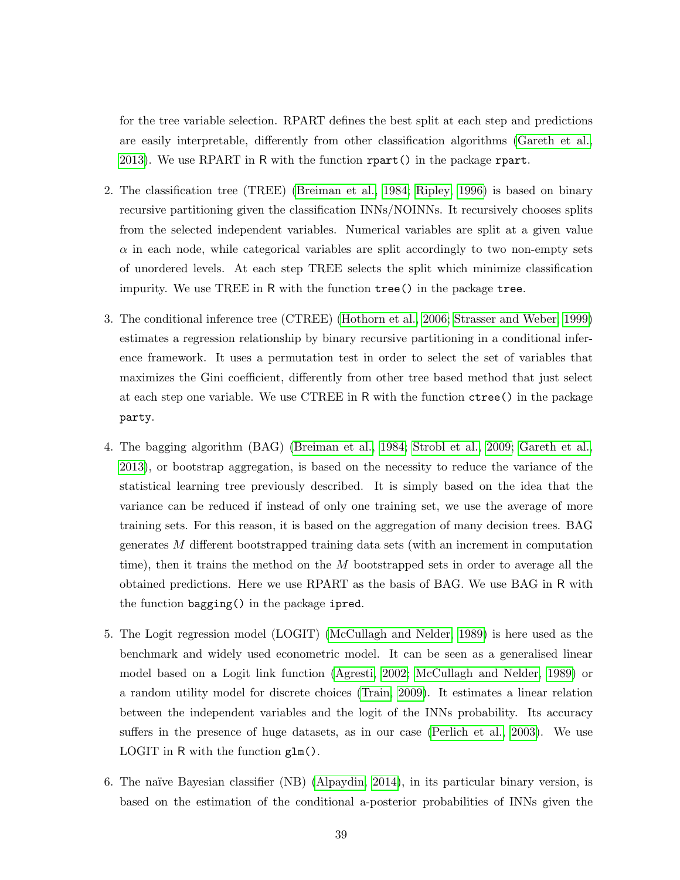for the tree variable selection. RPART defines the best split at each step and predictions are easily interpretable, differently from other classification algorithms (Gareth et al., 2013). We use RPART in R with the function `rpart()` in the package `rpart`.

2. The classification tree (TREE) (Breiman et al., 1984; Ripley, 1996) is based on binary recursive partitioning given the classification INNs/NOINNs. It recursively chooses splits from the selected independent variables. Numerical variables are split at a given value $\alpha$ in each node, while categorical variables are split accordingly to two non-empty sets of unordered levels. At each step TREE selects the split which minimize classification impurity. We use TREE in R with the function `tree()` in the package `tree`.

3. The conditional inference tree (CTREE) (Hothorn et al., 2006; Strasser and Weber, 1999) estimates a regression relationship by binary recursive partitioning in a conditional inference framework. It uses a permutation test in order to select the set of variables that maximizes the Gini coefficient, differently from other tree based method that just select at each step one variable. We use CTREE in R with the function `ctree()` in the package `party`.

4. The bagging algorithm (BAG) (Breiman et al., 1984; Strobl et al., 2009; Gareth et al., 2013), or bootstrap aggregation, is based on the necessity to reduce the variance of the statistical learning tree previously described. It is simply based on the idea that the variance can be reduced if instead of only one training set, we use the average of more training sets. For this reason, it is based on the aggregation of many decision trees. BAG generates $M$ different bootstrapped training data sets (with an increment in computation time), then it trains the method on the $M$ bootstrapped sets in order to average all the obtained predictions. Here we use RPART as the basis of BAG. We use BAG in R with the function `bagging()` in the package `ipred`.

5. The Logit regression model (LOGIT) (McCullagh and Nelder, 1989) is here used as the benchmark and widely used econometric model. It can be seen as a generalised linear model based on a Logit link function (Agresti, 2002; McCullagh and Nelder, 1989) or a random utility model for discrete choices (Train, 2009). It estimates a linear relation between the independent variables and the logit of the INNs probability. Its accuracy suffers in the presence of huge datasets, as in our case (Perlich et al., 2003). We use LOGIT in R with the function `glm()`.

6. The naïve Bayesian classifier (NB) (Alpaydin, 2014), in its particular binary version, is based on the estimation of the conditional a-posterior probabilities of INNs given the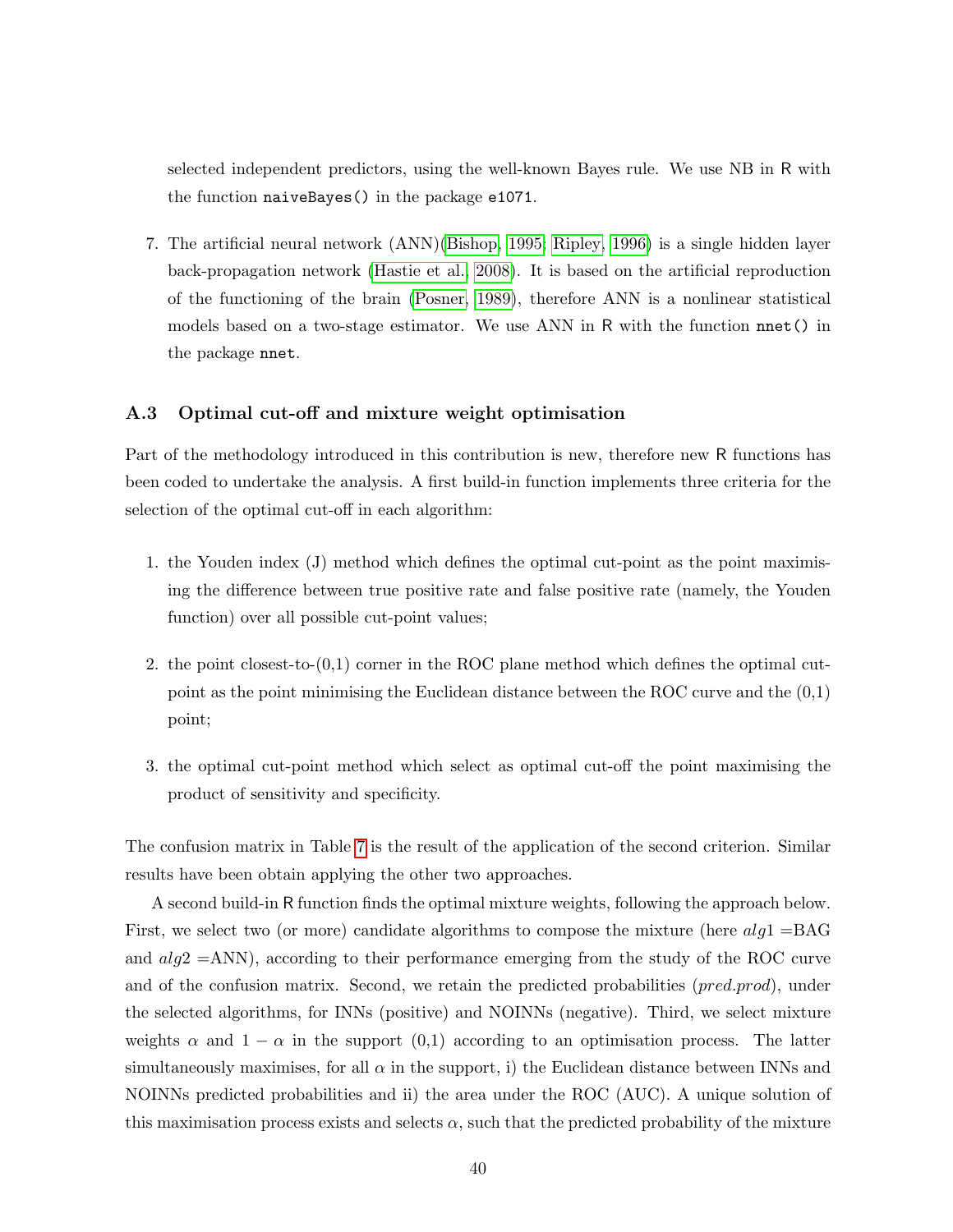selected independent predictors, using the well-known Bayes rule. We use NB in R with the function `naiveBayes()` in the package `e1071`.

7. The artificial neural network (ANN)(Bishop, 1995; Ripley, 1996) is a single hidden layer back-propagation network (Hastie et al., 2008). It is based on the artificial reproduction of the functioning of the brain (Posner, 1989), therefore ANN is a nonlinear statistical models based on a two-stage estimator. We use ANN in R with the function `nnet()` in the package `nnet`.

### A.3 Optimal cut-off and mixture weight optimisation

Part of the methodology introduced in this contribution is new, therefore new R functions has been coded to undertake the analysis. A first build-in function implements three criteria for the selection of the optimal cut-off in each algorithm:

1. the Youden index (J) method which defines the optimal cut-point as the point maximising the difference between true positive rate and false positive rate (namely, the Youden function) over all possible cut-point values;

2. the point closest-to-(0,1) corner in the ROC plane method which defines the optimal cut-point as the point minimising the Euclidean distance between the ROC curve and the (0,1) point;

3. the optimal cut-point method which select as optimal cut-off the point maximising the product of sensitivity and specificity.

The confusion matrix in Table 7 is the result of the application of the second criterion. Similar results have been obtain applying the other two approaches.

A second build-in R function finds the optimal mixture weights, following the approach below. First, we select two (or more) candidate algorithms to compose the mixture (here $alg1$ =BAG and $alg2$ =ANN), according to their performance emerging from the study of the ROC curve and of the confusion matrix. Second, we retain the predicted probabilities ($pred.prod$), under the selected algorithms, for INNs (positive) and NOINNs (negative). Third, we select mixture weights $\alpha$ and $1-\alpha$ in the support (0,1) according to an optimisation process. The latter simultaneously maximises, for all $\alpha$ in the support, i) the Euclidean distance between INNs and NOINNs predicted probabilities and ii) the area under the ROC (AUC). A unique solution of this maximisation process exists and selects $\alpha$, such that the predicted probability of the mixture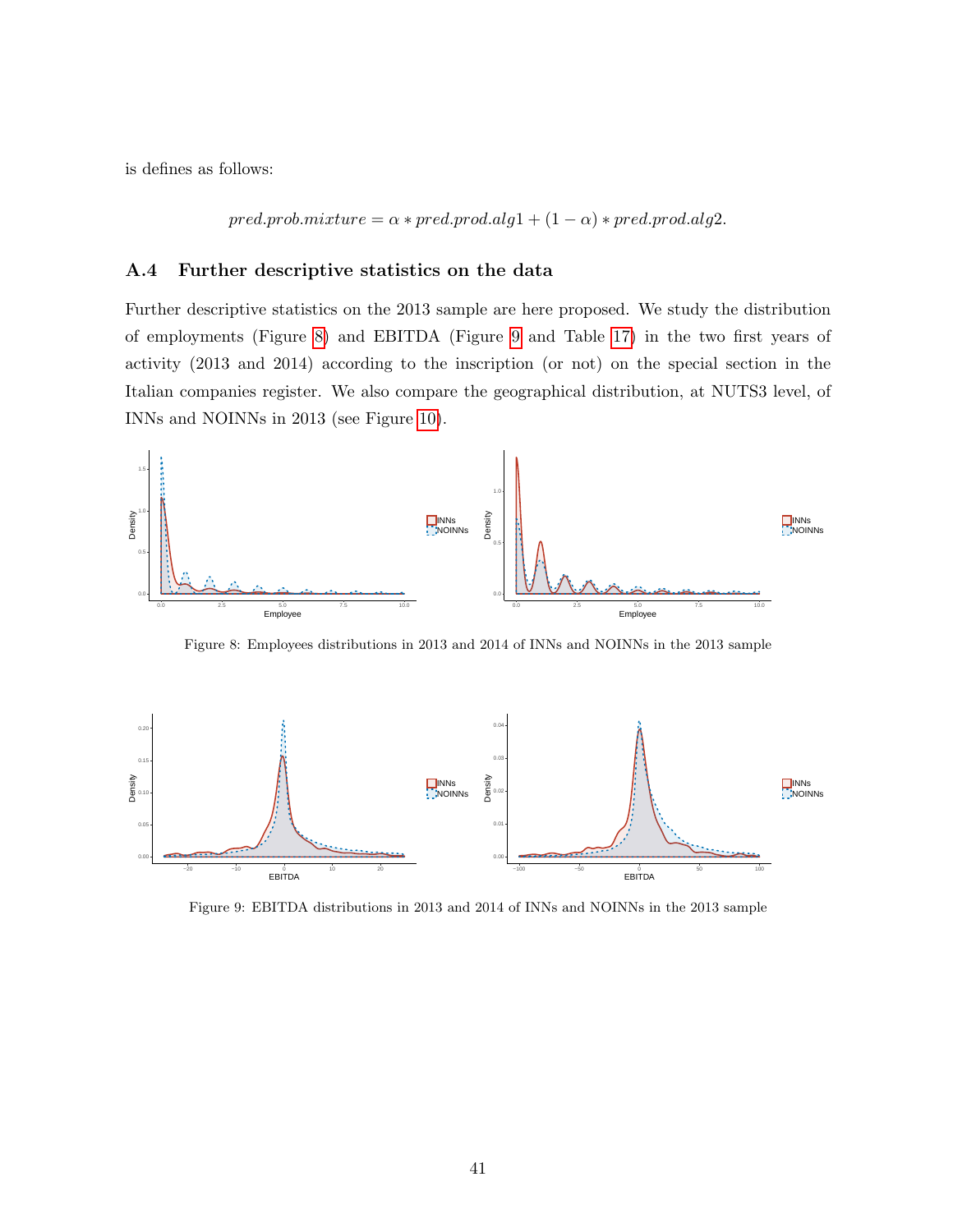is defines as follows:

$$pred.prob.mixture = \alpha * pred.prod.alg1 + (1 - \alpha) * pred.prod.alg2.$$

### A.4 Further descriptive statistics on the data

Further descriptive statistics on the 2013 sample are here proposed. We study the distribution of employments (Figure 8) and EBITDA (Figure 9 and Table 17) in the two first years of activity (2013 and 2014) according to the inscription (or not) on the special section in the Italian companies register. We also compare the geographical distribution, at NUTS3 level, of INNs and NOINNs in 2013 (see Figure 10).

Figure 8: Employees distributions in 2013 and 2014 of INNs and NOINNs in the 2013 sample

Figure 9: EBITDA distributions in 2013 and 2014 of INNs and NOINNs in the 2013 sample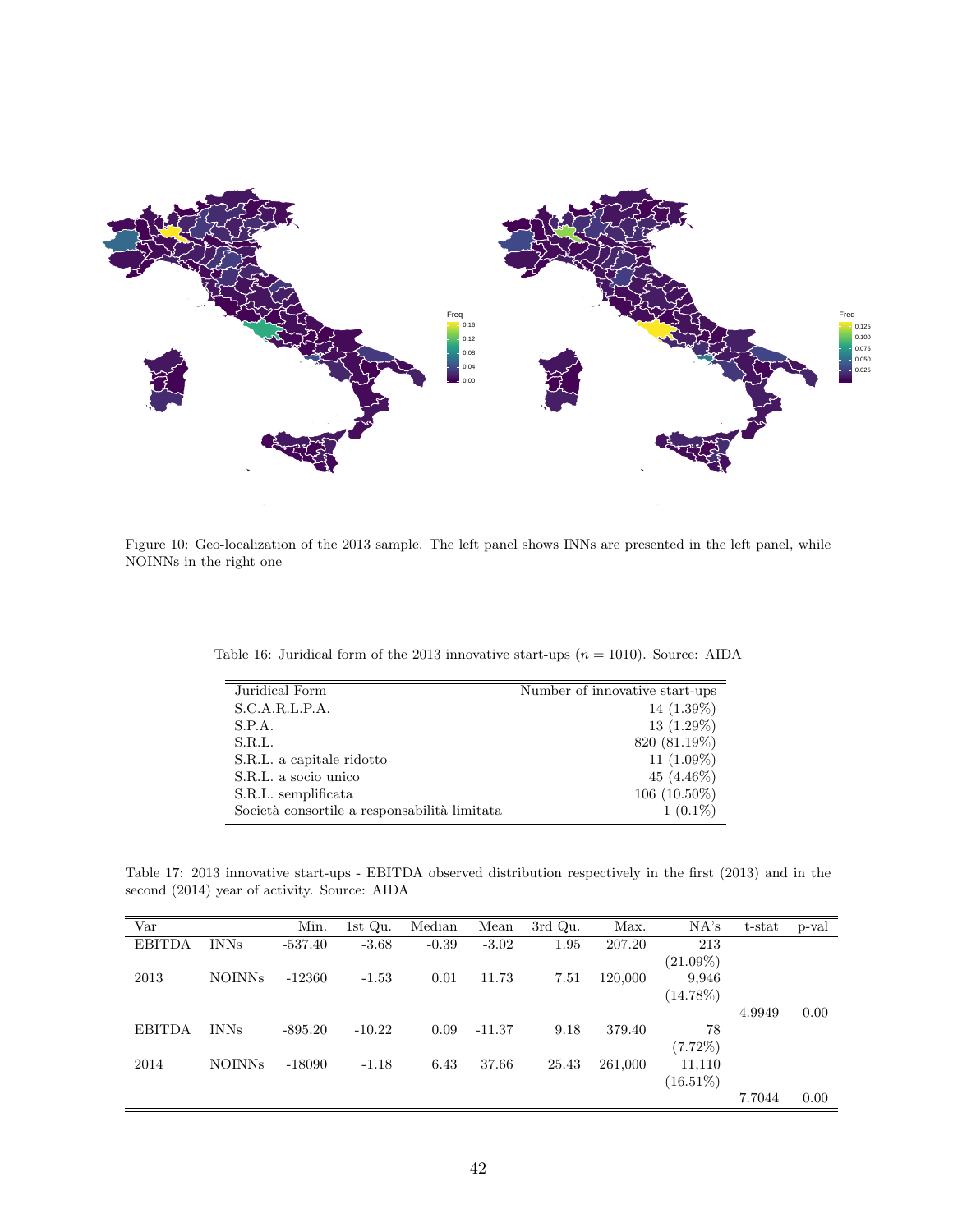Freq
0.16
0.12
0.08
0.04
0.00

Freq
0.125
0.100
0.075
0.050
0.025

Figure 10: Geo-localization of the 2013 sample. The left panel shows INNs are presented in the left panel, while NOINNs in the right one

Table 16: Juridical form of the 2013 innovative start-ups ($n = 1010$). Source: AIDA

| Juridical Form | Number of innovative start-ups |
|---|---|
| S.C.A.R.L.P.A. | 14 (1.39%) |
| S.P.A. | 13 (1.29%) |
| S.R.L. | 820 (81.19%) |
| S.R.L. a capitale ridotto | 11 (1.09%) |
| S.R.L. a socio unico | 45 (4.46%) |
| S.R.L. semplificata | 106 (10.50%) |
| Società consortile a responsabilità limitata | 1 (0.1%) |

Table 17: 2013 innovative start-ups - EBITDA observed distribution respectively in the first (2013) and in the second (2014) year of activity. Source: AIDA

| Var | | Min. | 1st Qu. | Median | Mean | 3rd Qu. | Max. | NA's | t-stat | p-val |
|---|---|---|---|---|---|---|---|---|---|---|
| EBITDA | INNs | -537.40 | -3.68 | -0.39 | -3.02 | 1.95 | 207.20 | 213 (21.09%) | | |
| 2013 | NOINNs | -12360 | -1.53 | 0.01 | 11.73 | 7.51 | 120,000 | 9,946 (14.78%) | | |
| | | | | | | | | | 4.9949 | 0.00 |
| EBITDA | INNs | -895.20 | -10.22 | 0.09 | -11.37 | 9.18 | 379.40 | 78 (7.72%) | | |
| 2014 | NOINNs | -18090 | -1.18 | 6.43 | 37.66 | 25.43 | 261,000 | 11,110 (16.51%) | | |
| | | | | | | | | | 7.7044 | 0.00 |